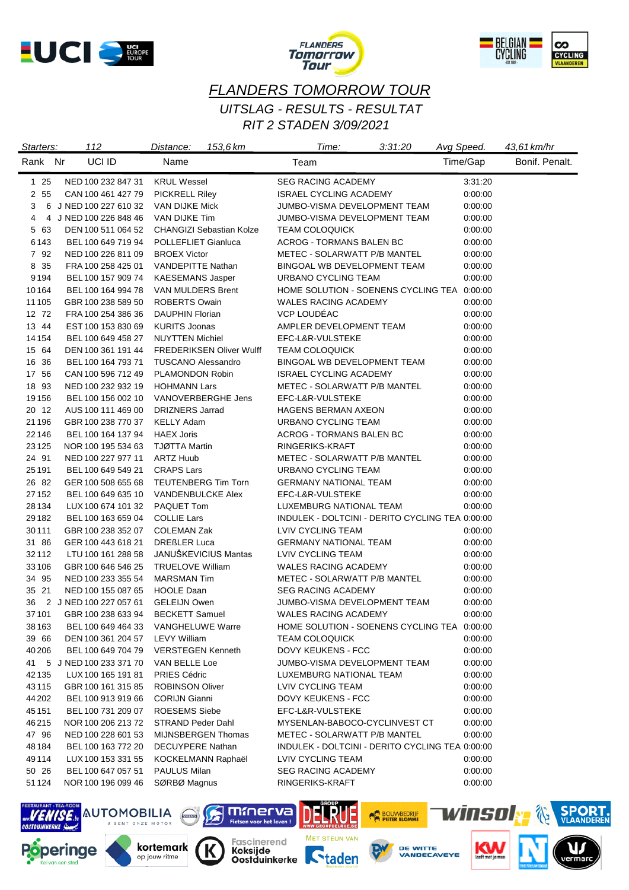# FLANDERS TOMORROW TOUR

## UITSLAG - RESULTS - RESULTAT

## RIT 2 STADEN 3/09/2021

*Starters:* 112 &nbsp;&nbsp; *Distance:* 153,6 km &nbsp;&nbsp; *Time:* 3:31:20 &nbsp;&nbsp; *Avg Speed.* 43,61 km/hr

| Rank | Nr | | UCI ID | Name | Team | Time/Gap | Bonif. | Penalt. |
|---|---|---|---|---|---|---|---|---|
| 1 | 25 | | NED 100 232 847 31 | KRUL Wessel | SEG RACING ACADEMY | 3:31:20 | | |
| 2 | 55 | | CAN 100 461 427 79 | PICKRELL Riley | ISRAEL CYCLING ACADEMY | 0:00:00 | | |
| 3 | 6 | J | NED 100 227 610 32 | VAN DIJKE Mick | JUMBO-VISMA DEVELOPMENT TEAM | 0:00:00 | | |
| 4 | 4 | J | NED 100 226 848 46 | VAN DIJKE Tim | JUMBO-VISMA DEVELOPMENT TEAM | 0:00:00 | | |
| 5 | 63 | | DEN 100 511 064 52 | CHANGIZI Sebastian Kolze | TEAM COLOQUICK | 0:00:00 | | |
| 6 | 143 | | BEL 100 649 719 94 | POLLEFLIET Gianluca | ACROG - TORMANS BALEN BC | 0:00:00 | | |
| 7 | 92 | | NED 100 226 811 09 | BROEX Victor | METEC - SOLARWATT P/B MANTEL | 0:00:00 | | |
| 8 | 35 | | FRA 100 258 425 01 | VANDEPITTE Nathan | BINGOAL WB DEVELOPMENT TEAM | 0:00:00 | | |
| 9 | 194 | | BEL 100 157 909 74 | KAESEMANS Jasper | URBANO CYCLING TEAM | 0:00:00 | | |
| 10 | 164 | | BEL 100 164 994 78 | VAN MULDERS Brent | HOME SOLUTION - SOENENS CYCLING TEA | 0:00:00 | | |
| 11 | 105 | | GBR 100 238 589 50 | ROBERTS Owain | WALES RACING ACADEMY | 0:00:00 | | |
| 12 | 72 | | FRA 100 254 386 36 | DAUPHIN Florian | VCP LOUDÉAC | 0:00:00 | | |
| 13 | 44 | | EST 100 153 830 69 | KURITS Joonas | AMPLER DEVELOPMENT TEAM | 0:00:00 | | |
| 14 | 154 | | BEL 100 649 458 27 | NUYTTEN Michiel | EFC-L&R-VULSTEKE | 0:00:00 | | |
| 15 | 64 | | DEN 100 361 191 44 | FREDERIKSEN Oliver Wulff | TEAM COLOQUICK | 0:00:00 | | |
| 16 | 36 | | BEL 100 164 793 71 | TUSCANO Alessandro | BINGOAL WB DEVELOPMENT TEAM | 0:00:00 | | |
| 17 | 56 | | CAN 100 596 712 49 | PLAMONDON Robin | ISRAEL CYCLING ACADEMY | 0:00:00 | | |
| 18 | 93 | | NED 100 232 932 19 | HOHMANN Lars | METEC - SOLARWATT P/B MANTEL | 0:00:00 | | |
| 19 | 156 | | BEL 100 156 002 10 | VANOVERBERGHE Jens | EFC-L&R-VULSTEKE | 0:00:00 | | |
| 20 | 12 | | AUS 100 111 469 00 | DRIZNERS Jarrad | HAGENS BERMAN AXEON | 0:00:00 | | |
| 21 | 196 | | GBR 100 238 770 37 | KELLY Adam | URBANO CYCLING TEAM | 0:00:00 | | |
| 22 | 146 | | BEL 100 164 137 94 | HAEX Joris | ACROG - TORMANS BALEN BC | 0:00:00 | | |
| 23 | 125 | | NOR 100 195 534 63 | TJØTTA Martin | RINGERIKS-KRAFT | 0:00:00 | | |
| 24 | 91 | | NED 100 227 977 11 | ARTZ Huub | METEC - SOLARWATT P/B MANTEL | 0:00:00 | | |
| 25 | 191 | | BEL 100 649 549 21 | CRAPS Lars | URBANO CYCLING TEAM | 0:00:00 | | |
| 26 | 82 | | GER 100 508 655 68 | TEUTENBERG Tim Torn | GERMANY NATIONAL TEAM | 0:00:00 | | |
| 27 | 152 | | BEL 100 649 635 10 | VANDENBULCKE Alex | EFC-L&R-VULSTEKE | 0:00:00 | | |
| 28 | 134 | | LUX 100 674 101 32 | PAQUET Tom | LUXEMBURG NATIONAL TEAM | 0:00:00 | | |
| 29 | 182 | | BEL 100 163 659 04 | COLLIE Lars | INDULEK - DOLTCINI - DERITO CYCLING TEA | 0:00:00 | | |
| 30 | 111 | | GBR 100 238 352 07 | COLEMAN Zak | LVIV CYCLING TEAM | 0:00:00 | | |
| 31 | 86 | | GER 100 443 618 21 | DREßLER Luca | GERMANY NATIONAL TEAM | 0:00:00 | | |
| 32 | 112 | | LTU 100 161 288 58 | JANUŠKEVICIUS Mantas | LVIV CYCLING TEAM | 0:00:00 | | |
| 33 | 106 | | GBR 100 646 546 25 | TRUELOVE William | WALES RACING ACADEMY | 0:00:00 | | |
| 34 | 95 | | NED 100 233 355 54 | MARSMAN Tim | METEC - SOLARWATT P/B MANTEL | 0:00:00 | | |
| 35 | 21 | | NED 100 155 087 65 | HOOLE Daan | SEG RACING ACADEMY | 0:00:00 | | |
| 36 | 2 | J | NED 100 227 057 61 | GELEIJN Owen | JUMBO-VISMA DEVELOPMENT TEAM | 0:00:00 | | |
| 37 | 101 | | GBR 100 238 633 94 | BECKETT Samuel | WALES RACING ACADEMY | 0:00:00 | | |
| 38 | 163 | | BEL 100 649 464 33 | VANGHELUWE Warre | HOME SOLUTION - SOENENS CYCLING TEA | 0:00:00 | | |
| 39 | 66 | | DEN 100 361 204 57 | LEVY William | TEAM COLOQUICK | 0:00:00 | | |
| 40 | 206 | | BEL 100 649 704 79 | VERSTEGEN Kenneth | DOVY KEUKENS - FCC | 0:00:00 | | |
| 41 | 5 | J | NED 100 233 371 70 | VAN BELLE Loe | JUMBO-VISMA DEVELOPMENT TEAM | 0:00:00 | | |
| 42 | 135 | | LUX 100 165 191 81 | PRIES Cédric | LUXEMBURG NATIONAL TEAM | 0:00:00 | | |
| 43 | 115 | | GBR 100 161 315 85 | ROBINSON Oliver | LVIV CYCLING TEAM | 0:00:00 | | |
| 44 | 202 | | BEL 100 913 919 66 | CORIJN Gianni | DOVY KEUKENS - FCC | 0:00:00 | | |
| 45 | 151 | | BEL 100 731 209 07 | ROESEMS Siebe | EFC-L&R-VULSTEKE | 0:00:00 | | |
| 46 | 215 | | NOR 100 206 213 72 | STRAND Peder Dahl | MYSENLAN-BABOCO-CYCLINVEST CT | 0:00:00 | | |
| 47 | 96 | | NED 100 228 601 53 | MIJNSBERGEN Thomas | METEC - SOLARWATT P/B MANTEL | 0:00:00 | | |
| 48 | 184 | | BEL 100 163 772 20 | DECUYPERE Nathan | INDULEK - DOLTCINI - DERITO CYCLING TEA | 0:00:00 | | |
| 49 | 114 | | LUX 100 153 331 55 | KOCKELMANN Raphaël | LVIV CYCLING TEAM | 0:00:00 | | |
| 50 | 26 | | BEL 100 647 057 51 | PAULUS Milan | SEG RACING ACADEMY | 0:00:00 | | |
| 51 | 124 | | NOR 100 196 099 46 | SØRBØ Magnus | RINGERIKS-KRAFT | 0:00:00 | | |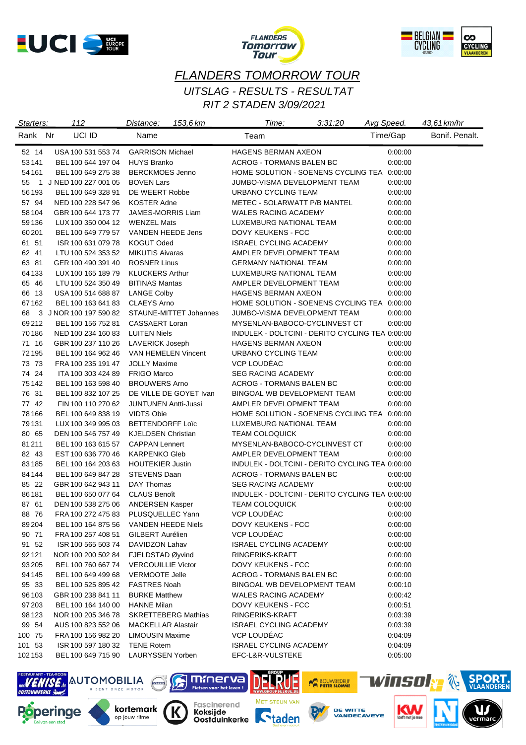# FLANDERS TOMORROW TOUR

## UITSLAG - RESULTS - RESULTAT

## RIT 2 STADEN 3/09/2021

Starters: 112 | Distance: 153,6 km | Time: 3:31:20 | Avg Speed. 43,61 km/hr

| Rank | Nr | UCI ID | Name | Team | Time/Gap | Bonif. | Penalt. |
|---|---|---|---|---|---|---|---|
| 52 | 14 | USA 100 531 553 74 | GARRISON Michael | HAGENS BERMAN AXEON | 0:00:00 | | |
| 53 | 141 | BEL 100 644 197 04 | HUYS Branko | ACROG - TORMANS BALEN BC | 0:00:00 | | |
| 54 | 161 | BEL 100 649 275 38 | BERCKMOES Jenno | HOME SOLUTION - SOENENS CYCLING TEA | 0:00:00 | | |
| 55 | 1 J | NED 100 227 001 05 | BOVEN Lars | JUMBO-VISMA DEVELOPMENT TEAM | 0:00:00 | | |
| 56 | 193 | BEL 100 649 328 91 | DE WEERT Robbe | URBANO CYCLING TEAM | 0:00:00 | | |
| 57 | 94 | NED 100 228 547 96 | KOSTER Adne | METEC - SOLARWATT P/B MANTEL | 0:00:00 | | |
| 58 | 104 | GBR 100 644 173 77 | JAMES-MORRIS Liam | WALES RACING ACADEMY | 0:00:00 | | |
| 59 | 136 | LUX 100 350 004 12 | WENZEL Mats | LUXEMBURG NATIONAL TEAM | 0:00:00 | | |
| 60 | 201 | BEL 100 649 779 57 | VANDEN HEEDE Jens | DOVY KEUKENS - FCC | 0:00:00 | | |
| 61 | 51 | ISR 100 631 079 78 | KOGUT Oded | ISRAEL CYCLING ACADEMY | 0:00:00 | | |
| 62 | 41 | LTU 100 524 353 52 | MIKUTIS Aivaras | AMPLER DEVELOPMENT TEAM | 0:00:00 | | |
| 63 | 81 | GER 100 490 391 40 | ROSNER Linus | GERMANY NATIONAL TEAM | 0:00:00 | | |
| 64 | 133 | LUX 100 165 189 79 | KLUCKERS Arthur | LUXEMBURG NATIONAL TEAM | 0:00:00 | | |
| 65 | 46 | LTU 100 524 350 49 | BITINAS Mantas | AMPLER DEVELOPMENT TEAM | 0:00:00 | | |
| 66 | 13 | USA 100 514 688 87 | LANGE Colby | HAGENS BERMAN AXEON | 0:00:00 | | |
| 67 | 162 | BEL 100 163 641 83 | CLAEYS Arno | HOME SOLUTION - SOENENS CYCLING TEA | 0:00:00 | | |
| 68 | 3 J | NOR 100 197 590 82 | STAUNE-MITTET Johannes | JUMBO-VISMA DEVELOPMENT TEAM | 0:00:00 | | |
| 69 | 212 | BEL 100 156 752 81 | CASSAERT Loran | MYSENLAN-BABOCO-CYCLINVEST CT | 0:00:00 | | |
| 70 | 186 | NED 100 234 160 83 | LUITEN Niels | INDULEK - DOLTCINI - DERITO CYCLING TEA | 0:00:00 | | |
| 71 | 16 | GBR 100 237 110 26 | LAVERICK Joseph | HAGENS BERMAN AXEON | 0:00:00 | | |
| 72 | 195 | BEL 100 164 962 46 | VAN HEMELEN Vincent | URBANO CYCLING TEAM | 0:00:00 | | |
| 73 | 73 | FRA 100 235 191 47 | JOLLY Maxime | VCP LOUDÉAC | 0:00:00 | | |
| 74 | 24 | ITA 100 303 424 89 | FRIGO Marco | SEG RACING ACADEMY | 0:00:00 | | |
| 75 | 142 | BEL 100 163 598 40 | BROUWERS Arno | ACROG - TORMANS BALEN BC | 0:00:00 | | |
| 76 | 31 | BEL 100 832 107 25 | DE VILLE DE GOYET Ivan | BINGOAL WB DEVELOPMENT TEAM | 0:00:00 | | |
| 77 | 42 | FIN 100 110 270 62 | JUNTUNEN Antti-Jussi | AMPLER DEVELOPMENT TEAM | 0:00:00 | | |
| 78 | 166 | BEL 100 649 838 19 | VIDTS Obie | HOME SOLUTION - SOENENS CYCLING TEA | 0:00:00 | | |
| 79 | 131 | LUX 100 349 995 03 | BETTENDORFF Loïc | LUXEMBURG NATIONAL TEAM | 0:00:00 | | |
| 80 | 65 | DEN 100 546 757 49 | KJELDSEN Christian | TEAM COLOQUICK | 0:00:00 | | |
| 81 | 211 | BEL 100 163 615 57 | CAPPAN Lennert | MYSENLAN-BABOCO-CYCLINVEST CT | 0:00:00 | | |
| 82 | 43 | EST 100 636 770 46 | KARPENKO Gleb | AMPLER DEVELOPMENT TEAM | 0:00:00 | | |
| 83 | 185 | BEL 100 164 203 63 | HOUTEKIER Justin | INDULEK - DOLTCINI - DERITO CYCLING TEA | 0:00:00 | | |
| 84 | 144 | BEL 100 649 847 28 | STEVENS Daan | ACROG - TORMANS BALEN BC | 0:00:00 | | |
| 85 | 22 | GBR 100 642 943 11 | DAY Thomas | SEG RACING ACADEMY | 0:00:00 | | |
| 86 | 181 | BEL 100 650 077 64 | CLAUS Benoît | INDULEK - DOLTCINI - DERITO CYCLING TEA | 0:00:00 | | |
| 87 | 61 | DEN 100 538 275 06 | ANDERSEN Kasper | TEAM COLOQUICK | 0:00:00 | | |
| 88 | 76 | FRA 100 272 475 83 | PLUSQUELLEC Yann | VCP LOUDÉAC | 0:00:00 | | |
| 89 | 204 | BEL 100 164 875 56 | VANDEN HEEDE Niels | DOVY KEUKENS - FCC | 0:00:00 | | |
| 90 | 71 | FRA 100 257 408 51 | GILBERT Aurélien | VCP LOUDÉAC | 0:00:00 | | |
| 91 | 52 | ISR 100 565 503 74 | DAVIDZON Lahav | ISRAEL CYCLING ACADEMY | 0:00:00 | | |
| 92 | 121 | NOR 100 200 502 84 | FJELDSTAD Øyvind | RINGERIKS-KRAFT | 0:00:00 | | |
| 93 | 205 | BEL 100 760 667 74 | VERCOUILLIE Victor | DOVY KEUKENS - FCC | 0:00:00 | | |
| 94 | 145 | BEL 100 649 499 68 | VERMOOTE Jelle | ACROG - TORMANS BALEN BC | 0:00:00 | | |
| 95 | 33 | BEL 100 525 895 42 | FASTRES Noah | BINGOAL WB DEVELOPMENT TEAM | 0:00:10 | | |
| 96 | 103 | GBR 100 238 841 11 | BURKE Matthew | WALES RACING ACADEMY | 0:00:42 | | |
| 97 | 203 | BEL 100 164 140 00 | HANNE Milan | DOVY KEUKENS - FCC | 0:00:51 | | |
| 98 | 123 | NOR 100 205 346 78 | SKRETTEBERG Mathias | RINGERIKS-KRAFT | 0:03:39 | | |
| 99 | 54 | AUS 100 823 552 06 | MACKELLAR Alastair | ISRAEL CYCLING ACADEMY | 0:03:39 | | |
| 100 | 75 | FRA 100 156 982 20 | LIMOUSIN Maxime | VCP LOUDÉAC | 0:04:09 | | |
| 101 | 53 | ISR 100 597 180 32 | TENE Rotem | ISRAEL CYCLING ACADEMY | 0:04:09 | | |
| 102 | 153 | BEL 100 649 715 90 | LAURYSSEN Yorben | EFC-L&R-VULSTEKE | 0:05:00 | | |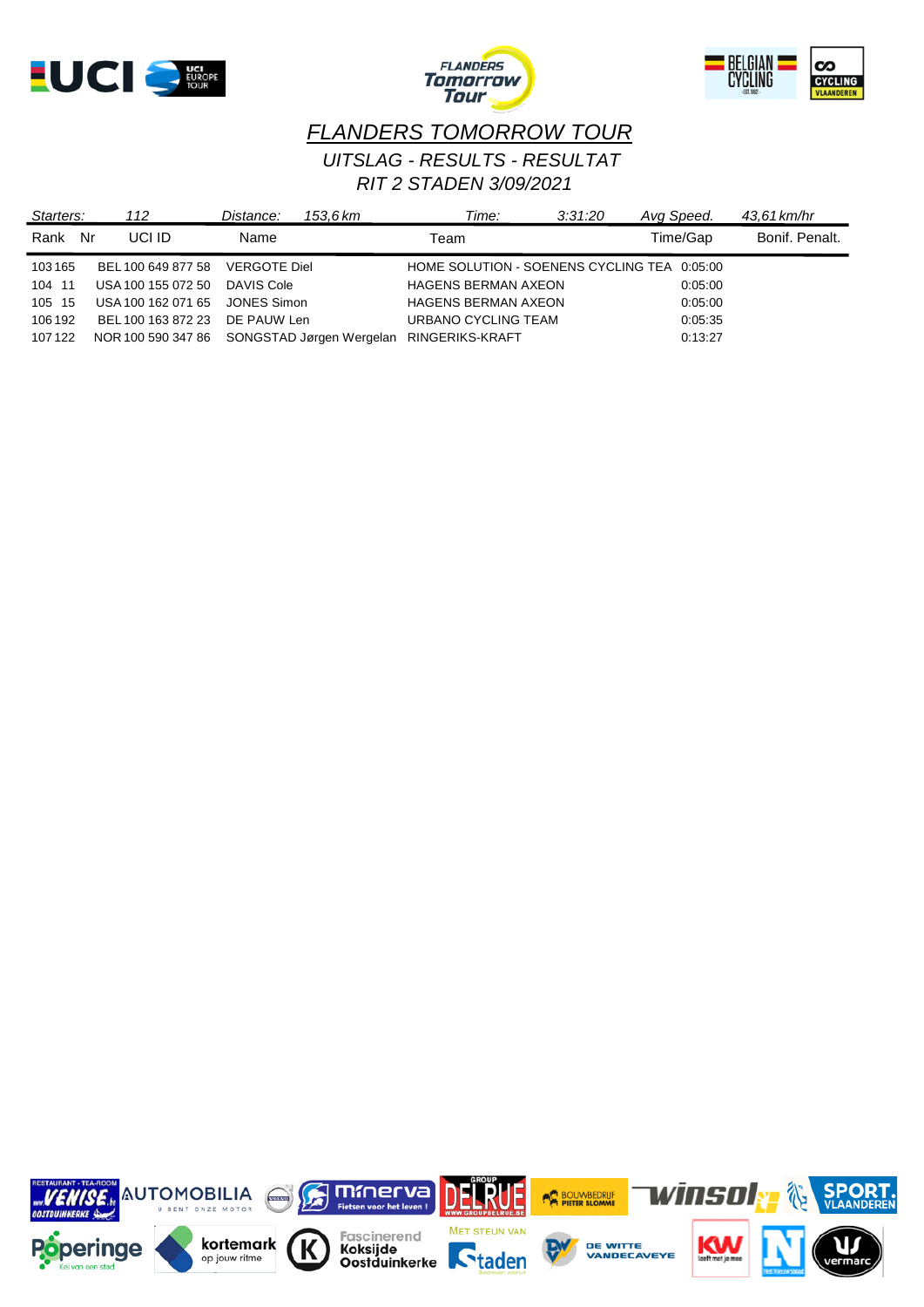# *FLANDERS TOMORROW TOUR*

## *UITSLAG - RESULTS - RESULTAT*

## *RIT 2 STADEN 3/09/2021*

*Starters:* 112 | *Distance:* 153,6 km | *Time:* 3:31:20 | *Avg Speed.* 43,61 km/hr

| Rank | Nr | UCI ID | Name | Team | Time/Gap | Bonif. | Penalt. |
|---|---|---|---|---|---|---|---|
| 103 | 165 | BEL 100 649 877 58 | VERGOTE Diel | HOME SOLUTION - SOENENS CYCLING TEA | 0:05:00 | | |
| 104 | 11 | USA 100 155 072 50 | DAVIS Cole | HAGENS BERMAN AXEON | 0:05:00 | | |
| 105 | 15 | USA 100 162 071 65 | JONES Simon | HAGENS BERMAN AXEON | 0:05:00 | | |
| 106 | 192 | BEL 100 163 872 23 | DE PAUW Len | URBANO CYCLING TEAM | 0:05:35 | | |
| 107 | 122 | NOR 100 590 347 86 | SONGSTAD Jørgen Wergelan | RINGERIKS-KRAFT | 0:13:27 | | |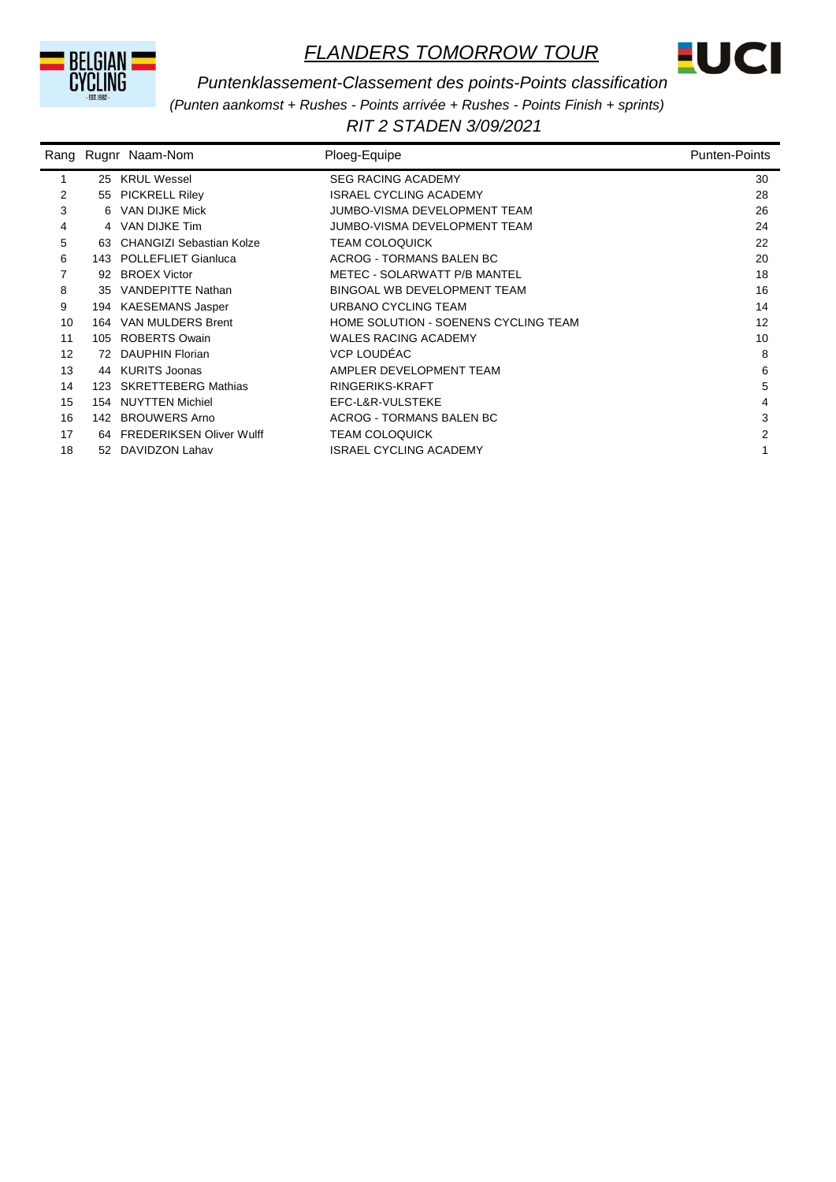# *FLANDERS TOMORROW TOUR*

*Puntenklassement-Classement des points-Points classification*

*(Punten aankomst + Rushes - Points arrivée + Rushes - Points Finish + sprints)*

*RIT 2 STADEN 3/09/2021*

| Rang | Rugnr | Naam-Nom | Ploeg-Equipe | Punten-Points |
|---|---|---|---|---|
| 1 | 25 | KRUL Wessel | SEG RACING ACADEMY | 30 |
| 2 | 55 | PICKRELL Riley | ISRAEL CYCLING ACADEMY | 28 |
| 3 | 6 | VAN DIJKE Mick | JUMBO-VISMA DEVELOPMENT TEAM | 26 |
| 4 | 4 | VAN DIJKE Tim | JUMBO-VISMA DEVELOPMENT TEAM | 24 |
| 5 | 63 | CHANGIZI Sebastian Kolze | TEAM COLOQUICK | 22 |
| 6 | 143 | POLLEFLIET Gianluca | ACROG - TORMANS BALEN BC | 20 |
| 7 | 92 | BROEX Victor | METEC - SOLARWATT P/B MANTEL | 18 |
| 8 | 35 | VANDEPITTE Nathan | BINGOAL WB DEVELOPMENT TEAM | 16 |
| 9 | 194 | KAESEMANS Jasper | URBANO CYCLING TEAM | 14 |
| 10 | 164 | VAN MULDERS Brent | HOME SOLUTION - SOENENS CYCLING TEAM | 12 |
| 11 | 105 | ROBERTS Owain | WALES RACING ACADEMY | 10 |
| 12 | 72 | DAUPHIN Florian | VCP LOUDÉAC | 8 |
| 13 | 44 | KURITS Joonas | AMPLER DEVELOPMENT TEAM | 6 |
| 14 | 123 | SKRETTEBERG Mathias | RINGERIKS-KRAFT | 5 |
| 15 | 154 | NUYTTEN Michiel | EFC-L&R-VULSTEKE | 4 |
| 16 | 142 | BROUWERS Arno | ACROG - TORMANS BALEN BC | 3 |
| 17 | 64 | FREDERIKSEN Oliver Wulff | TEAM COLOQUICK | 2 |
| 18 | 52 | DAVIDZON Lahav | ISRAEL CYCLING ACADEMY | 1 |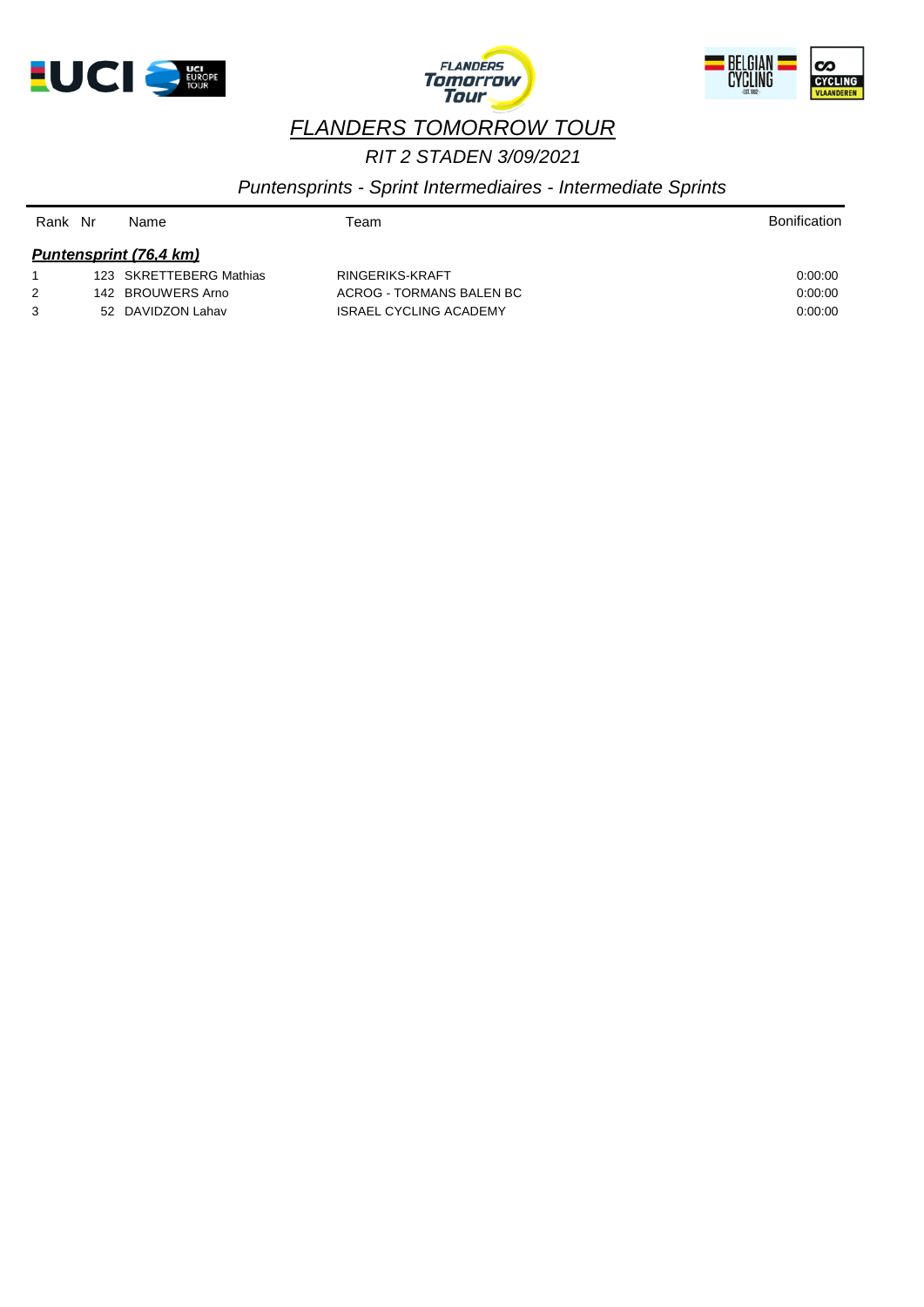# FLANDERS TOMORROW TOUR

*RIT 2 STADEN 3/09/2021*

*Puntensprints - Sprint Intermediaires - Intermediate Sprints*

| Rank | Nr | Name | Team | Bonification |
|---|---|---|---|---|
| ***Puntensprint (76,4 km)*** | | | | |
| 1 | 123 | SKRETTEBERG Mathias | RINGERIKS-KRAFT | 0:00:00 |
| 2 | 142 | BROUWERS Arno | ACROG - TORMANS BALEN BC | 0:00:00 |
| 3 | 52 | DAVIDZON Lahav | ISRAEL CYCLING ACADEMY | 0:00:00 |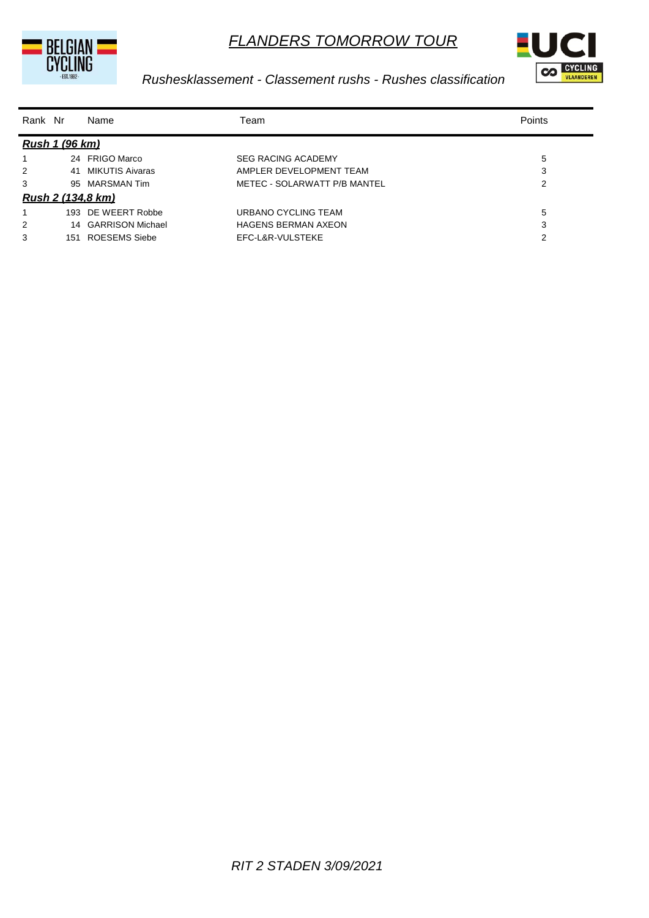# *FLANDERS TOMORROW TOUR*

*Rushesklassement - Classement rushs - Rushes classification*

| Rank | Nr | Name | Team | Points |
|---|---|---|---|---|
| ***Rush 1 (96 km)*** | | | | |
| 1 | 24 | FRIGO Marco | SEG RACING ACADEMY | 5 |
| 2 | 41 | MIKUTIS Aivaras | AMPLER DEVELOPMENT TEAM | 3 |
| 3 | 95 | MARSMAN Tim | METEC - SOLARWATT P/B MANTEL | 2 |
| ***Rush 2 (134,8 km)*** | | | | |
| 1 | 193 | DE WEERT Robbe | URBANO CYCLING TEAM | 5 |
| 2 | 14 | GARRISON Michael | HAGENS BERMAN AXEON | 3 |
| 3 | 151 | ROESEMS Siebe | EFC-L&R-VULSTEKE | 2 |

*RIT 2 STADEN 3/09/2021*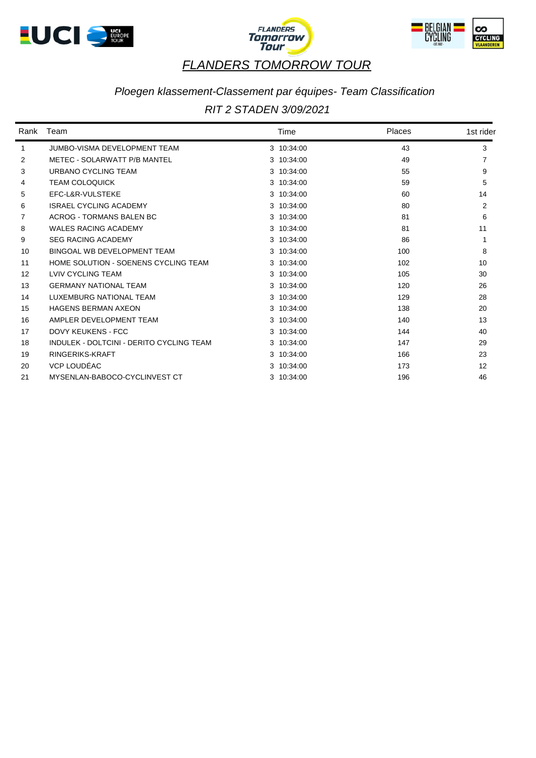# *FLANDERS TOMORROW TOUR*

## *Ploegen klassement-Classement par équipes- Team Classification*

## *RIT 2 STADEN 3/09/2021*

| Rank | Team | Time | Places | 1st rider |
|---|---|---|---|---|
| 1 | JUMBO-VISMA DEVELOPMENT TEAM | 3 10:34:00 | 43 | 3 |
| 2 | METEC - SOLARWATT P/B MANTEL | 3 10:34:00 | 49 | 7 |
| 3 | URBANO CYCLING TEAM | 3 10:34:00 | 55 | 9 |
| 4 | TEAM COLOQUICK | 3 10:34:00 | 59 | 5 |
| 5 | EFC-L&R-VULSTEKE | 3 10:34:00 | 60 | 14 |
| 6 | ISRAEL CYCLING ACADEMY | 3 10:34:00 | 80 | 2 |
| 7 | ACROG - TORMANS BALEN BC | 3 10:34:00 | 81 | 6 |
| 8 | WALES RACING ACADEMY | 3 10:34:00 | 81 | 11 |
| 9 | SEG RACING ACADEMY | 3 10:34:00 | 86 | 1 |
| 10 | BINGOAL WB DEVELOPMENT TEAM | 3 10:34:00 | 100 | 8 |
| 11 | HOME SOLUTION - SOENENS CYCLING TEAM | 3 10:34:00 | 102 | 10 |
| 12 | LVIV CYCLING TEAM | 3 10:34:00 | 105 | 30 |
| 13 | GERMANY NATIONAL TEAM | 3 10:34:00 | 120 | 26 |
| 14 | LUXEMBURG NATIONAL TEAM | 3 10:34:00 | 129 | 28 |
| 15 | HAGENS BERMAN AXEON | 3 10:34:00 | 138 | 20 |
| 16 | AMPLER DEVELOPMENT TEAM | 3 10:34:00 | 140 | 13 |
| 17 | DOVY KEUKENS - FCC | 3 10:34:00 | 144 | 40 |
| 18 | INDULEK - DOLTCINI - DERITO CYCLING TEAM | 3 10:34:00 | 147 | 29 |
| 19 | RINGERIKS-KRAFT | 3 10:34:00 | 166 | 23 |
| 20 | VCP LOUDÉAC | 3 10:34:00 | 173 | 12 |
| 21 | MYSENLAN-BABOCO-CYCLINVEST CT | 3 10:34:00 | 196 | 46 |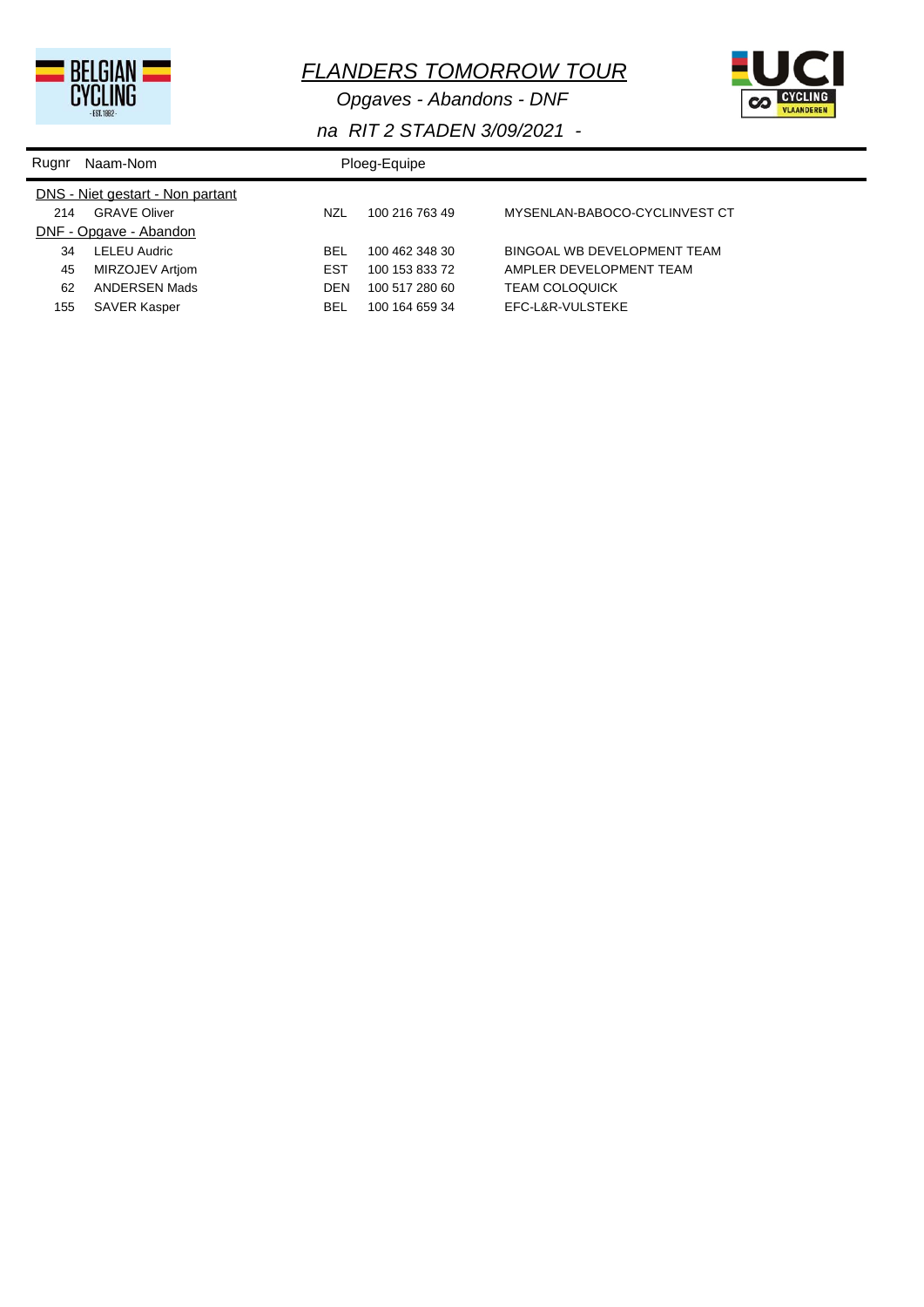# FLANDERS TOMORROW TOUR

*Opgaves - Abandons - DNF*

*na RIT 2 STADEN 3/09/2021 -*

| Rugnr | Naam-Nom | | Ploeg-Equipe | |
|---|---|---|---|---|
| DNS - Niet gestart - Non partant | | | | |
| 214 | GRAVE Oliver | NZL | 100 216 763 49 | MYSENLAN-BABOCO-CYCLINVEST CT |
| DNF - Opgave - Abandon | | | | |
| 34 | LELEU Audric | BEL | 100 462 348 30 | BINGOAL WB DEVELOPMENT TEAM |
| 45 | MIRZOJEV Artjom | EST | 100 153 833 72 | AMPLER DEVELOPMENT TEAM |
| 62 | ANDERSEN Mads | DEN | 100 517 280 60 | TEAM COLOQUICK |
| 155 | SAVER Kasper | BEL | 100 164 659 34 | EFC-L&R-VULSTEKE |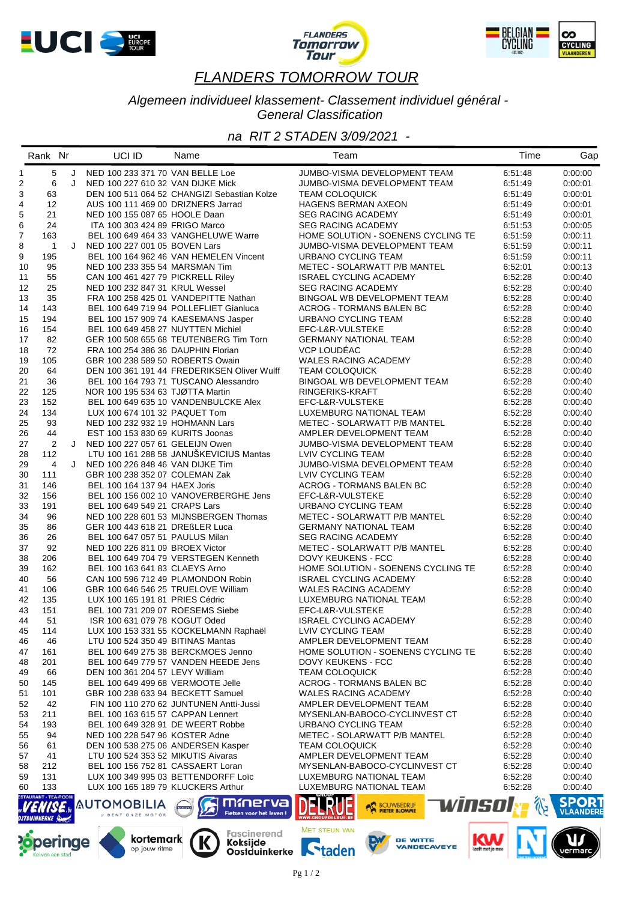# FLANDERS TOMORROW TOUR

*Algemeen individueel klassement- Classement individuel général - General Classification*

*na RIT 2 STADEN 3/09/2021 -*

| Rank | Nr | | UCI ID | Name | Team | Time | Gap |
|---|---|---|---|---|---|---|---|
| 1 | 5 | J | NED 100 233 371 70 | VAN BELLE Loe | JUMBO-VISMA DEVELOPMENT TEAM | 6:51:48 | 0:00:00 |
| 2 | 6 | J | NED 100 227 610 32 | VAN DIJKE Mick | JUMBO-VISMA DEVELOPMENT TEAM | 6:51:49 | 0:00:01 |
| 3 | 63 | | DEN 100 511 064 52 | CHANGIZI Sebastian Kolze | TEAM COLOQUICK | 6:51:49 | 0:00:01 |
| 4 | 12 | | AUS 100 111 469 00 | DRIZNERS Jarrad | HAGENS BERMAN AXEON | 6:51:49 | 0:00:01 |
| 5 | 21 | | NED 100 155 087 65 | HOOLE Daan | SEG RACING ACADEMY | 6:51:49 | 0:00:01 |
| 6 | 24 | | ITA 100 303 424 89 | FRIGO Marco | SEG RACING ACADEMY | 6:51:53 | 0:00:05 |
| 7 | 163 | | BEL 100 649 464 33 | VANGHELUWE Warre | HOME SOLUTION - SOENENS CYCLING TE | 6:51:59 | 0:00:11 |
| 8 | 1 | J | NED 100 227 001 05 | BOVEN Lars | JUMBO-VISMA DEVELOPMENT TEAM | 6:51:59 | 0:00:11 |
| 9 | 195 | | BEL 100 164 962 46 | VAN HEMELEN Vincent | URBANO CYCLING TEAM | 6:51:59 | 0:00:11 |
| 10 | 95 | | NED 100 233 355 54 | MARSMAN Tim | METEC - SOLARWATT P/B MANTEL | 6:52:01 | 0:00:13 |
| 11 | 55 | | CAN 100 461 427 79 | PICKRELL Riley | ISRAEL CYCLING ACADEMY | 6:52:28 | 0:00:40 |
| 12 | 25 | | NED 100 232 847 31 | KRUL Wessel | SEG RACING ACADEMY | 6:52:28 | 0:00:40 |
| 13 | 35 | | FRA 100 258 425 01 | VANDEPITTE Nathan | BINGOAL WB DEVELOPMENT TEAM | 6:52:28 | 0:00:40 |
| 14 | 143 | | BEL 100 649 719 94 | POLLEFLIET Gianluca | ACROG - TORMANS BALEN BC | 6:52:28 | 0:00:40 |
| 15 | 194 | | BEL 100 157 909 74 | KAESEMANS Jasper | URBANO CYCLING TEAM | 6:52:28 | 0:00:40 |
| 16 | 154 | | BEL 100 649 458 27 | NUYTTEN Michiel | EFC-L&R-VULSTEKE | 6:52:28 | 0:00:40 |
| 17 | 82 | | GER 100 508 655 68 | TEUTENBERG Tim Torn | GERMANY NATIONAL TEAM | 6:52:28 | 0:00:40 |
| 18 | 72 | | FRA 100 254 386 36 | DAUPHIN Florian | VCP LOUDÉAC | 6:52:28 | 0:00:40 |
| 19 | 105 | | GBR 100 238 589 50 | ROBERTS Owain | WALES RACING ACADEMY | 6:52:28 | 0:00:40 |
| 20 | 64 | | DEN 100 361 191 44 | FREDERIKSEN Oliver Wulff | TEAM COLOQUICK | 6:52:28 | 0:00:40 |
| 21 | 36 | | BEL 100 164 793 71 | TUSCANO Alessandro | BINGOAL WB DEVELOPMENT TEAM | 6:52:28 | 0:00:40 |
| 22 | 125 | | NOR 100 195 534 63 | TJØTTA Martin | RINGERIKS-KRAFT | 6:52:28 | 0:00:40 |
| 23 | 152 | | BEL 100 649 635 10 | VANDENBULCKE Alex | EFC-L&R-VULSTEKE | 6:52:28 | 0:00:40 |
| 24 | 134 | | LUX 100 674 101 32 | PAQUET Tom | LUXEMBURG NATIONAL TEAM | 6:52:28 | 0:00:40 |
| 25 | 93 | | NED 100 232 932 19 | HOHMANN Lars | METEC - SOLARWATT P/B MANTEL | 6:52:28 | 0:00:40 |
| 26 | 44 | | EST 100 153 830 69 | KURITS Joonas | AMPLER DEVELOPMENT TEAM | 6:52:28 | 0:00:40 |
| 27 | 2 | J | NED 100 227 057 61 | GELEIJN Owen | JUMBO-VISMA DEVELOPMENT TEAM | 6:52:28 | 0:00:40 |
| 28 | 112 | | LTU 100 161 288 58 | JANUŠKEVICIUS Mantas | LVIV CYCLING TEAM | 6:52:28 | 0:00:40 |
| 29 | 4 | J | NED 100 226 848 46 | VAN DIJKE Tim | JUMBO-VISMA DEVELOPMENT TEAM | 6:52:28 | 0:00:40 |
| 30 | 111 | | GBR 100 238 352 07 | COLEMAN Zak | LVIV CYCLING TEAM | 6:52:28 | 0:00:40 |
| 31 | 146 | | BEL 100 164 137 94 | HAEX Joris | ACROG - TORMANS BALEN BC | 6:52:28 | 0:00:40 |
| 32 | 156 | | BEL 100 156 002 10 | VANOVERBERGHE Jens | EFC-L&R-VULSTEKE | 6:52:28 | 0:00:40 |
| 33 | 191 | | BEL 100 649 549 21 | CRAPS Lars | URBANO CYCLING TEAM | 6:52:28 | 0:00:40 |
| 34 | 96 | | NED 100 228 601 53 | MIJNSBERGEN Thomas | METEC - SOLARWATT P/B MANTEL | 6:52:28 | 0:00:40 |
| 35 | 86 | | GER 100 443 618 21 | DREßLER Luca | GERMANY NATIONAL TEAM | 6:52:28 | 0:00:40 |
| 36 | 26 | | BEL 100 647 057 51 | PAULUS Milan | SEG RACING ACADEMY | 6:52:28 | 0:00:40 |
| 37 | 92 | | NED 100 226 811 09 | BROEX Victor | METEC - SOLARWATT P/B MANTEL | 6:52:28 | 0:00:40 |
| 38 | 206 | | BEL 100 649 704 79 | VERSTEGEN Kenneth | DOVY KEUKENS - FCC | 6:52:28 | 0:00:40 |
| 39 | 162 | | BEL 100 163 641 83 | CLAEYS Arno | HOME SOLUTION - SOENENS CYCLING TE | 6:52:28 | 0:00:40 |
| 40 | 56 | | CAN 100 596 712 49 | PLAMONDON Robin | ISRAEL CYCLING ACADEMY | 6:52:28 | 0:00:40 |
| 41 | 106 | | GBR 100 646 546 25 | TRUELOVE William | WALES RACING ACADEMY | 6:52:28 | 0:00:40 |
| 42 | 135 | | LUX 100 165 191 81 | PRIES Cédric | LUXEMBURG NATIONAL TEAM | 6:52:28 | 0:00:40 |
| 43 | 151 | | BEL 100 731 209 07 | ROESEMS Siebe | EFC-L&R-VULSTEKE | 6:52:28 | 0:00:40 |
| 44 | 51 | | ISR 100 631 079 78 | KOGUT Oded | ISRAEL CYCLING ACADEMY | 6:52:28 | 0:00:40 |
| 45 | 114 | | LUX 100 153 331 55 | KOCKELMANN Raphaël | LVIV CYCLING TEAM | 6:52:28 | 0:00:40 |
| 46 | 46 | | LTU 100 524 350 49 | BITINAS Mantas | AMPLER DEVELOPMENT TEAM | 6:52:28 | 0:00:40 |
| 47 | 161 | | BEL 100 649 275 38 | BERCKMOES Jenno | HOME SOLUTION - SOENENS CYCLING TE | 6:52:28 | 0:00:40 |
| 48 | 201 | | BEL 100 649 779 57 | VANDEN HEEDE Jens | DOVY KEUKENS - FCC | 6:52:28 | 0:00:40 |
| 49 | 66 | | DEN 100 361 204 57 | LEVY William | TEAM COLOQUICK | 6:52:28 | 0:00:40 |
| 50 | 145 | | BEL 100 649 499 68 | VERMOOTE Jelle | ACROG - TORMANS BALEN BC | 6:52:28 | 0:00:40 |
| 51 | 101 | | GBR 100 238 633 94 | BECKETT Samuel | WALES RACING ACADEMY | 6:52:28 | 0:00:40 |
| 52 | 42 | | FIN 100 110 270 62 | JUNTUNEN Antti-Jussi | AMPLER DEVELOPMENT TEAM | 6:52:28 | 0:00:40 |
| 53 | 211 | | BEL 100 163 615 57 | CAPPAN Lennert | MYSENLAN-BABOCO-CYCLINVEST CT | 6:52:28 | 0:00:40 |
| 54 | 193 | | BEL 100 649 328 91 | DE WEERT Robbe | URBANO CYCLING TEAM | 6:52:28 | 0:00:40 |
| 55 | 94 | | NED 100 228 547 96 | KOSTER Adne | METEC - SOLARWATT P/B MANTEL | 6:52:28 | 0:00:40 |
| 56 | 61 | | DEN 100 538 275 06 | ANDERSEN Kasper | TEAM COLOQUICK | 6:52:28 | 0:00:40 |
| 57 | 41 | | LTU 100 524 353 52 | MIKUTIS Aivaras | AMPLER DEVELOPMENT TEAM | 6:52:28 | 0:00:40 |
| 58 | 212 | | BEL 100 156 752 81 | CASSAERT Loran | MYSENLAN-BABOCO-CYCLINVEST CT | 6:52:28 | 0:00:40 |
| 59 | 131 | | LUX 100 349 995 03 | BETTENDORFF Loïc | LUXEMBURG NATIONAL TEAM | 6:52:28 | 0:00:40 |
| 60 | 133 | | LUX 100 165 189 79 | KLUCKERS Arthur | LUXEMBURG NATIONAL TEAM | 6:52:28 | 0:00:40 |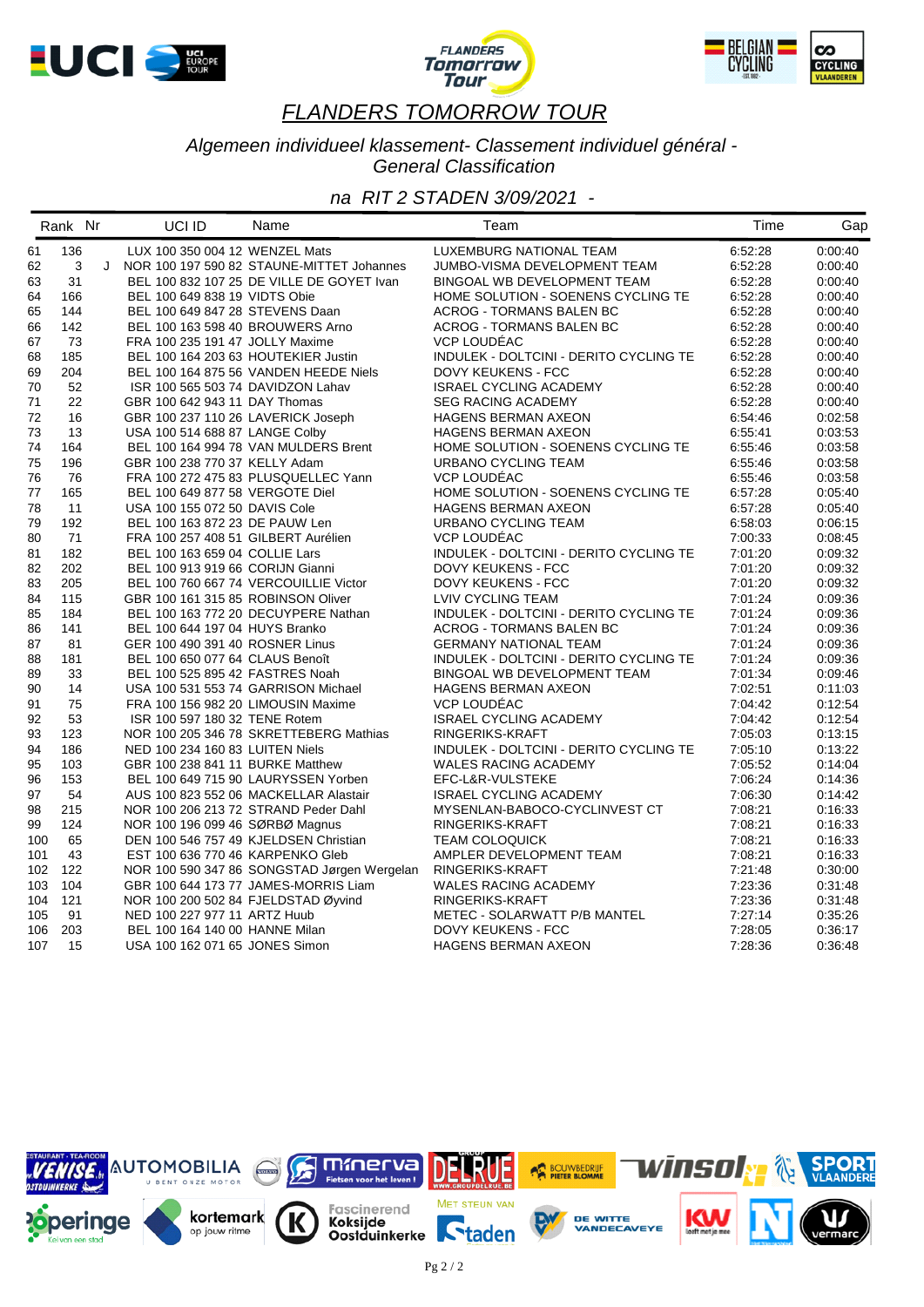# FLANDERS TOMORROW TOUR

*Algemeen individueel klassement- Classement individuel général - General Classification*

*na RIT 2 STADEN 3/09/2021 -*

| Rank | Nr | | UCI ID | Name | Team | Time | Gap |
|---|---|---|---|---|---|---|---|
| 61 | 136 | | LUX 100 350 004 12 | WENZEL Mats | LUXEMBURG NATIONAL TEAM | 6:52:28 | 0:00:40 |
| 62 | 3 | J | NOR 100 197 590 82 | STAUNE-MITTET Johannes | JUMBO-VISMA DEVELOPMENT TEAM | 6:52:28 | 0:00:40 |
| 63 | 31 | | BEL 100 832 107 25 | DE VILLE DE GOYET Ivan | BINGOAL WB DEVELOPMENT TEAM | 6:52:28 | 0:00:40 |
| 64 | 166 | | BEL 100 649 838 19 | VIDTS Obie | HOME SOLUTION - SOENENS CYCLING TE | 6:52:28 | 0:00:40 |
| 65 | 144 | | BEL 100 649 847 28 | STEVENS Daan | ACROG - TORMANS BALEN BC | 6:52:28 | 0:00:40 |
| 66 | 142 | | BEL 100 163 598 40 | BROUWERS Arno | ACROG - TORMANS BALEN BC | 6:52:28 | 0:00:40 |
| 67 | 73 | | FRA 100 235 191 47 | JOLLY Maxime | VCP LOUDÉAC | 6:52:28 | 0:00:40 |
| 68 | 185 | | BEL 100 164 203 63 | HOUTEKIER Justin | INDULEK - DOLTCINI - DERITO CYCLING TE | 6:52:28 | 0:00:40 |
| 69 | 204 | | BEL 100 164 875 56 | VANDEN HEEDE Niels | DOVY KEUKENS - FCC | 6:52:28 | 0:00:40 |
| 70 | 52 | | ISR 100 565 503 74 | DAVIDZON Lahav | ISRAEL CYCLING ACADEMY | 6:52:28 | 0:00:40 |
| 71 | 22 | | GBR 100 642 943 11 | DAY Thomas | SEG RACING ACADEMY | 6:52:28 | 0:00:40 |
| 72 | 16 | | GBR 100 237 110 26 | LAVERICK Joseph | HAGENS BERMAN AXEON | 6:54:46 | 0:02:58 |
| 73 | 13 | | USA 100 514 688 87 | LANGE Colby | HAGENS BERMAN AXEON | 6:55:41 | 0:03:53 |
| 74 | 164 | | BEL 100 164 994 78 | VAN MULDERS Brent | HOME SOLUTION - SOENENS CYCLING TE | 6:55:46 | 0:03:58 |
| 75 | 196 | | GBR 100 238 770 37 | KELLY Adam | URBANO CYCLING TEAM | 6:55:46 | 0:03:58 |
| 76 | 76 | | FRA 100 272 475 83 | PLUSQUELLEC Yann | VCP LOUDÉAC | 6:55:46 | 0:03:58 |
| 77 | 165 | | BEL 100 649 877 58 | VERGOTE Diel | HOME SOLUTION - SOENENS CYCLING TE | 6:57:28 | 0:05:40 |
| 78 | 11 | | USA 100 155 072 50 | DAVIS Cole | HAGENS BERMAN AXEON | 6:57:28 | 0:05:40 |
| 79 | 192 | | BEL 100 163 872 23 | DE PAUW Len | URBANO CYCLING TEAM | 6:58:03 | 0:06:15 |
| 80 | 71 | | FRA 100 257 408 51 | GILBERT Aurélien | VCP LOUDÉAC | 7:00:33 | 0:08:45 |
| 81 | 182 | | BEL 100 163 659 04 | COLLIE Lars | INDULEK - DOLTCINI - DERITO CYCLING TE | 7:01:20 | 0:09:32 |
| 82 | 202 | | BEL 100 913 919 66 | CORIJN Gianni | DOVY KEUKENS - FCC | 7:01:20 | 0:09:32 |
| 83 | 205 | | BEL 100 760 667 74 | VERCOUILLIE Victor | DOVY KEUKENS - FCC | 7:01:20 | 0:09:32 |
| 84 | 115 | | GBR 100 161 315 85 | ROBINSON Oliver | LVIV CYCLING TEAM | 7:01:24 | 0:09:36 |
| 85 | 184 | | BEL 100 163 772 20 | DECUYPERE Nathan | INDULEK - DOLTCINI - DERITO CYCLING TE | 7:01:24 | 0:09:36 |
| 86 | 141 | | BEL 100 644 197 04 | HUYS Branko | ACROG - TORMANS BALEN BC | 7:01:24 | 0:09:36 |
| 87 | 81 | | GER 100 490 391 40 | ROSNER Linus | GERMANY NATIONAL TEAM | 7:01:24 | 0:09:36 |
| 88 | 181 | | BEL 100 650 077 64 | CLAUS Benoît | INDULEK - DOLTCINI - DERITO CYCLING TE | 7:01:24 | 0:09:36 |
| 89 | 33 | | BEL 100 525 895 42 | FASTRES Noah | BINGOAL WB DEVELOPMENT TEAM | 7:01:34 | 0:09:46 |
| 90 | 14 | | USA 100 531 553 74 | GARRISON Michael | HAGENS BERMAN AXEON | 7:02:51 | 0:11:03 |
| 91 | 75 | | FRA 100 156 982 20 | LIMOUSIN Maxime | VCP LOUDÉAC | 7:04:42 | 0:12:54 |
| 92 | 53 | | ISR 100 597 180 32 | TENE Rotem | ISRAEL CYCLING ACADEMY | 7:04:42 | 0:12:54 |
| 93 | 123 | | NOR 100 205 346 78 | SKRETTEBERG Mathias | RINGERIKS-KRAFT | 7:05:03 | 0:13:15 |
| 94 | 186 | | NED 100 234 160 83 | LUITEN Niels | INDULEK - DOLTCINI - DERITO CYCLING TE | 7:05:10 | 0:13:22 |
| 95 | 103 | | GBR 100 238 811 30 | BURKE Matthew | WALES RACING ACADEMY | 7:05:52 | 0:14:04 |
| 96 | 153 | | BEL 100 649 715 90 | LAURYSSEN Yorben | EFC-L&R-VULSTEKE | 7:06:24 | 0:14:36 |
| 97 | 54 | | AUS 100 823 552 06 | MACKELLAR Alastair | ISRAEL CYCLING ACADEMY | 7:06:30 | 0:14:42 |
| 98 | 215 | | NOR 100 206 213 72 | STRAND Peder Dahl | MYSENLAN-BABOCO-CYCLINVEST CT | 7:08:21 | 0:16:33 |
| 99 | 124 | | NOR 100 196 099 46 | SØRBØ Magnus | RINGERIKS-KRAFT | 7:08:21 | 0:16:33 |
| 100 | 65 | | DEN 100 546 757 49 | KJELDSEN Christian | TEAM COLOQUICK | 7:08:21 | 0:16:33 |
| 101 | 43 | | EST 100 636 770 46 | KARPENKO Gleb | AMPLER DEVELOPMENT TEAM | 7:08:21 | 0:16:33 |
| 102 | 122 | | NOR 100 590 347 86 | SONGSTAD Jørgen Wergelan | RINGERIKS-KRAFT | 7:21:48 | 0:30:00 |
| 103 | 104 | | GBR 100 644 173 77 | JAMES-MORRIS Liam | WALES RACING ACADEMY | 7:23:36 | 0:31:48 |
| 104 | 121 | | NOR 100 200 502 84 | FJELDSTAD Øyvind | RINGERIKS-KRAFT | 7:23:36 | 0:31:48 |
| 105 | 91 | | NED 100 227 977 11 | ARTZ Huub | METEC - SOLARWATT P/B MANTEL | 7:27:14 | 0:35:26 |
| 106 | 203 | | BEL 100 164 140 00 | HANNE Milan | DOVY KEUKENS - FCC | 7:28:05 | 0:36:17 |
| 107 | 15 | | USA 100 162 071 65 | JONES Simon | HAGENS BERMAN AXEON | 7:28:36 | 0:36:48 |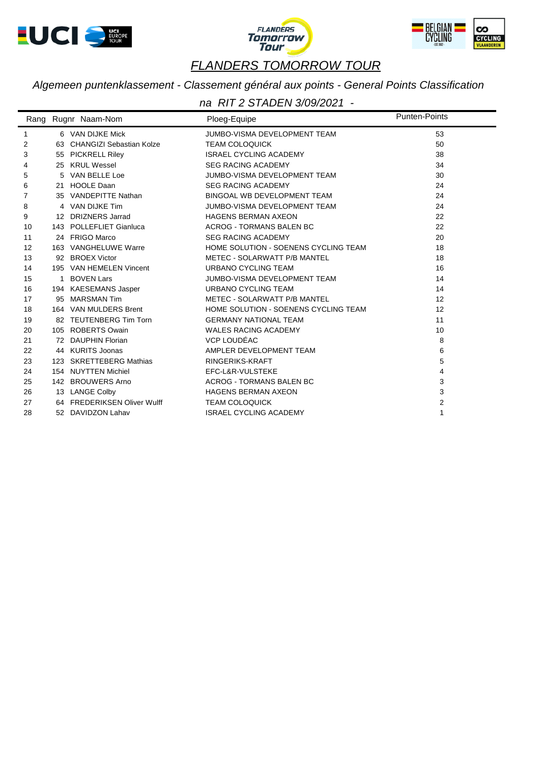# FLANDERS TOMORROW TOUR

*Algemeen puntenklassement - Classement général aux points - General Points Classification*

*na RIT 2 STADEN 3/09/2021 -*

| Rang | Rugnr | Naam-Nom | Ploeg-Equipe | Punten-Points |
|---|---|---|---|---|
| 1 | 6 | VAN DIJKE Mick | JUMBO-VISMA DEVELOPMENT TEAM | 53 |
| 2 | 63 | CHANGIZI Sebastian Kolze | TEAM COLOQUICK | 50 |
| 3 | 55 | PICKRELL Riley | ISRAEL CYCLING ACADEMY | 38 |
| 4 | 25 | KRUL Wessel | SEG RACING ACADEMY | 34 |
| 5 | 5 | VAN BELLE Loe | JUMBO-VISMA DEVELOPMENT TEAM | 30 |
| 6 | 21 | HOOLE Daan | SEG RACING ACADEMY | 24 |
| 7 | 35 | VANDEPITTE Nathan | BINGOAL WB DEVELOPMENT TEAM | 24 |
| 8 | 4 | VAN DIJKE Tim | JUMBO-VISMA DEVELOPMENT TEAM | 24 |
| 9 | 12 | DRIZNERS Jarrad | HAGENS BERMAN AXEON | 22 |
| 10 | 143 | POLLEFLIET Gianluca | ACROG - TORMANS BALEN BC | 22 |
| 11 | 24 | FRIGO Marco | SEG RACING ACADEMY | 20 |
| 12 | 163 | VANGHELUWE Warre | HOME SOLUTION - SOENENS CYCLING TEAM | 18 |
| 13 | 92 | BROEX Victor | METEC - SOLARWATT P/B MANTEL | 18 |
| 14 | 195 | VAN HEMELEN Vincent | URBANO CYCLING TEAM | 16 |
| 15 | 1 | BOVEN Lars | JUMBO-VISMA DEVELOPMENT TEAM | 14 |
| 16 | 194 | KAESEMANS Jasper | URBANO CYCLING TEAM | 14 |
| 17 | 95 | MARSMAN Tim | METEC - SOLARWATT P/B MANTEL | 12 |
| 18 | 164 | VAN MULDERS Brent | HOME SOLUTION - SOENENS CYCLING TEAM | 12 |
| 19 | 82 | TEUTENBERG Tim Torn | GERMANY NATIONAL TEAM | 11 |
| 20 | 105 | ROBERTS Owain | WALES RACING ACADEMY | 10 |
| 21 | 72 | DAUPHIN Florian | VCP LOUDÉAC | 8 |
| 22 | 44 | KURITS Joonas | AMPLER DEVELOPMENT TEAM | 6 |
| 23 | 123 | SKRETTEBERG Mathias | RINGERIKS-KRAFT | 5 |
| 24 | 154 | NUYTTEN Michiel | EFC-L&R-VULSTEKE | 4 |
| 25 | 142 | BROUWERS Arno | ACROG - TORMANS BALEN BC | 3 |
| 26 | 13 | LANGE Colby | HAGENS BERMAN AXEON | 3 |
| 27 | 64 | FREDERIKSEN Oliver Wulff | TEAM COLOQUICK | 2 |
| 28 | 52 | DAVIDZON Lahav | ISRAEL CYCLING ACADEMY | 1 |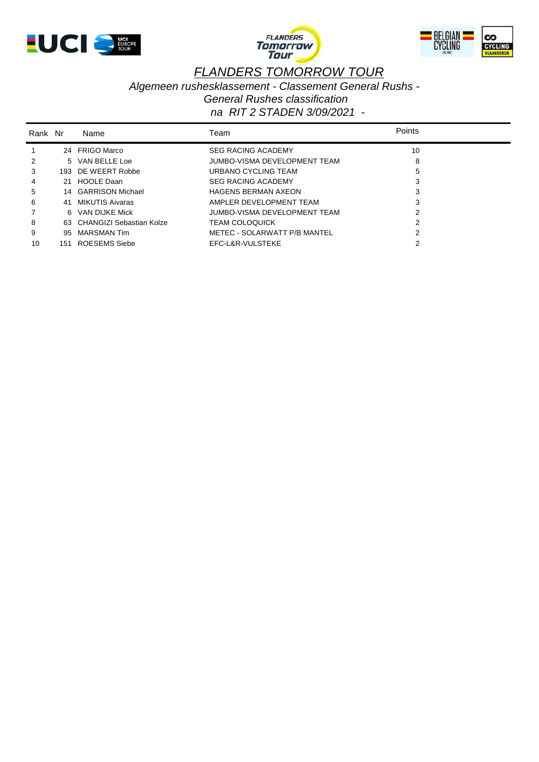# FLANDERS TOMORROW TOUR

*Algemeen rushesklassement - Classement General Rushs - General Rushes classification*

*na RIT 2 STADEN 3/09/2021 -*

| Rank | Nr | Name | Team | Points |
|---|---|---|---|---|
| 1 | 24 | FRIGO Marco | SEG RACING ACADEMY | 10 |
| 2 | 5 | VAN BELLE Loe | JUMBO-VISMA DEVELOPMENT TEAM | 8 |
| 3 | 193 | DE WEERT Robbe | URBANO CYCLING TEAM | 5 |
| 4 | 21 | HOOLE Daan | SEG RACING ACADEMY | 3 |
| 5 | 14 | GARRISON Michael | HAGENS BERMAN AXEON | 3 |
| 6 | 41 | MIKUTIS Aivaras | AMPLER DEVELOPMENT TEAM | 3 |
| 7 | 6 | VAN DIJKE Mick | JUMBO-VISMA DEVELOPMENT TEAM | 2 |
| 8 | 63 | CHANGIZI Sebastian Kolze | TEAM COLOQUICK | 2 |
| 9 | 95 | MARSMAN Tim | METEC - SOLARWATT P/B MANTEL | 2 |
| 10 | 151 | ROESEMS Siebe | EFC-L&R-VULSTEKE | 2 |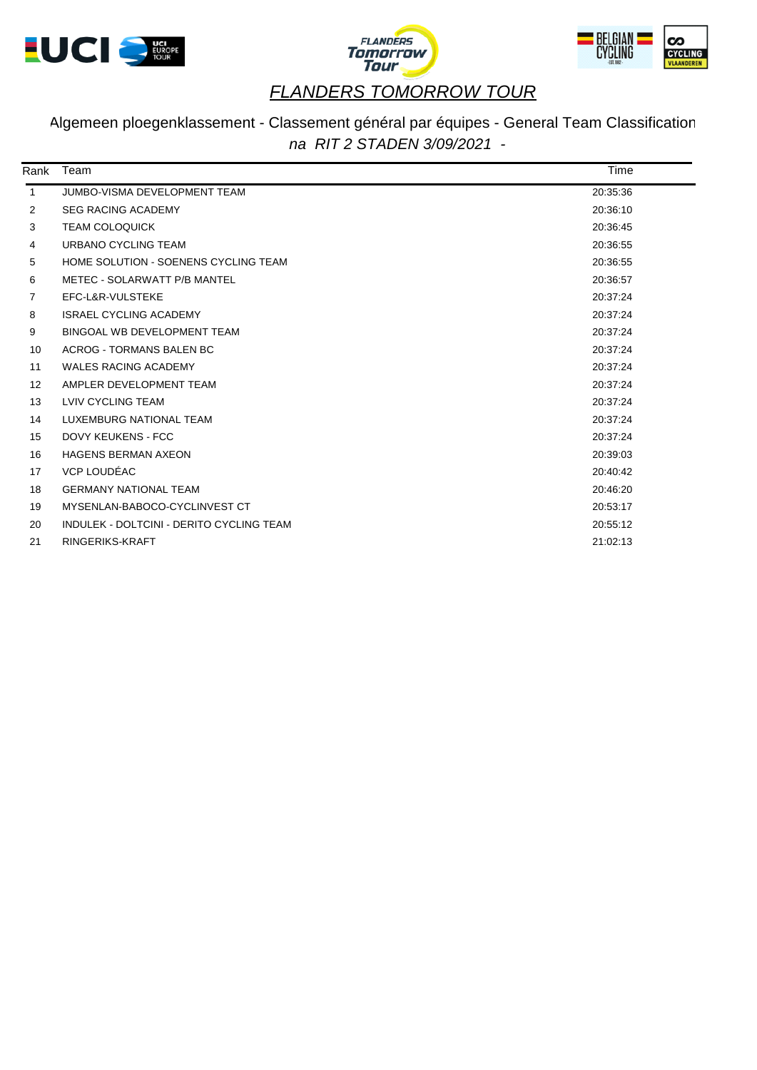# *FLANDERS TOMORROW TOUR*

## Algemeen ploegenklassement - Classement général par équipes - General Team Classification

*na RIT 2 STADEN 3/09/2021 -*

| Rank | Team | Time |
|---|---|---|
| 1 | JUMBO-VISMA DEVELOPMENT TEAM | 20:35:36 |
| 2 | SEG RACING ACADEMY | 20:36:10 |
| 3 | TEAM COLOQUICK | 20:36:45 |
| 4 | URBANO CYCLING TEAM | 20:36:55 |
| 5 | HOME SOLUTION - SOENENS CYCLING TEAM | 20:36:55 |
| 6 | METEC - SOLARWATT P/B MANTEL | 20:36:57 |
| 7 | EFC-L&R-VULSTEKE | 20:37:24 |
| 8 | ISRAEL CYCLING ACADEMY | 20:37:24 |
| 9 | BINGOAL WB DEVELOPMENT TEAM | 20:37:24 |
| 10 | ACROG - TORMANS BALEN BC | 20:37:24 |
| 11 | WALES RACING ACADEMY | 20:37:24 |
| 12 | AMPLER DEVELOPMENT TEAM | 20:37:24 |
| 13 | LVIV CYCLING TEAM | 20:37:24 |
| 14 | LUXEMBURG NATIONAL TEAM | 20:37:24 |
| 15 | DOVY KEUKENS - FCC | 20:37:24 |
| 16 | HAGENS BERMAN AXEON | 20:39:03 |
| 17 | VCP LOUDÉAC | 20:40:42 |
| 18 | GERMANY NATIONAL TEAM | 20:46:20 |
| 19 | MYSENLAN-BABOCO-CYCLINVEST CT | 20:53:17 |
| 20 | INDULEK - DOLTCINI - DERITO CYCLING TEAM | 20:55:12 |
| 21 | RINGERIKS-KRAFT | 21:02:13 |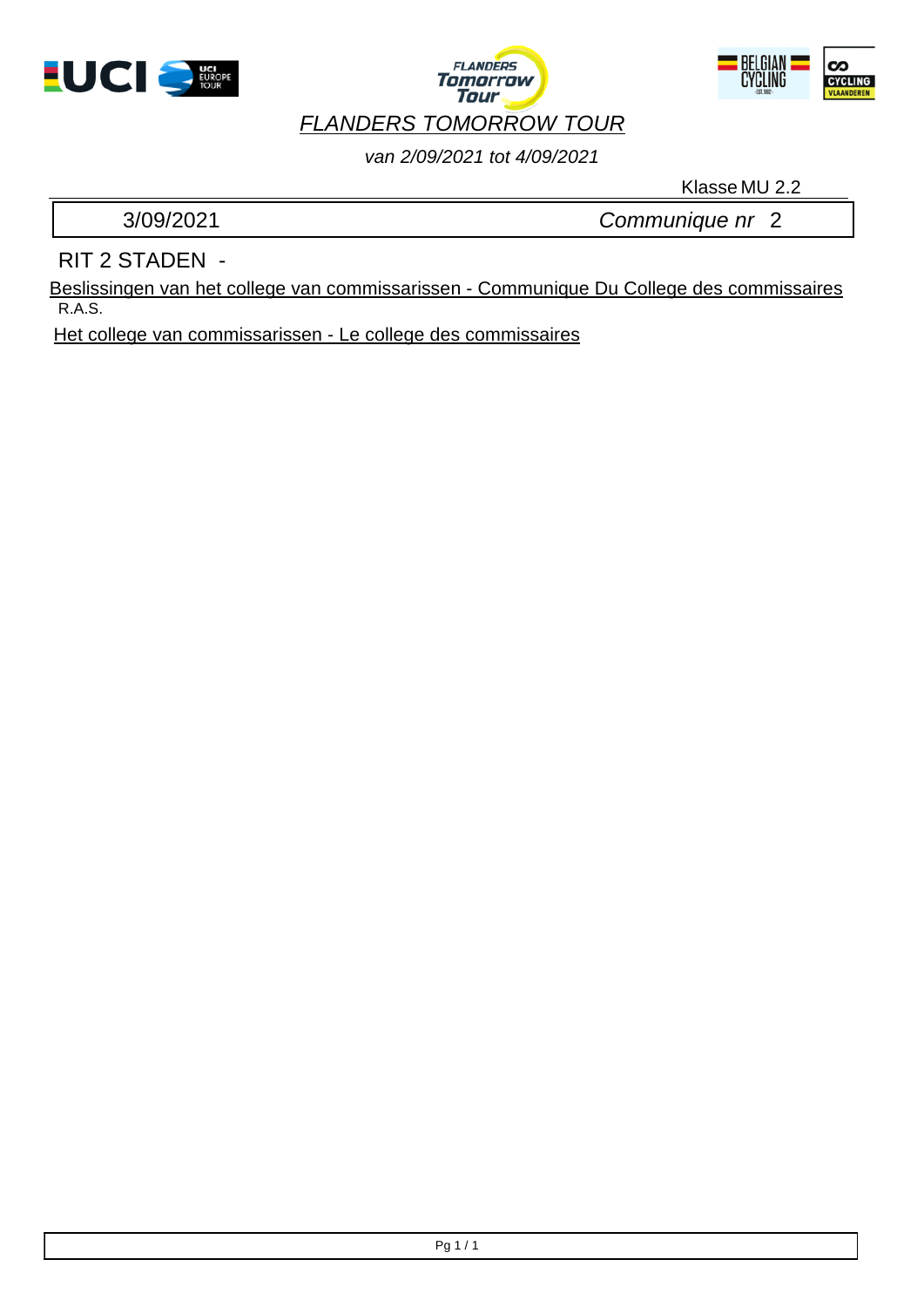# *FLANDERS TOMORROW TOUR*

*van 2/09/2021 tot 4/09/2021*

Klasse MU 2.2

| 3/09/2021 | *Communique nr* 2 |
|---|---|

RIT 2 STADEN -

Beslissingen van het college van commissarissen - Communique Du College des commissaires

R.A.S.

Het college van commissarissen - Le college des commissaires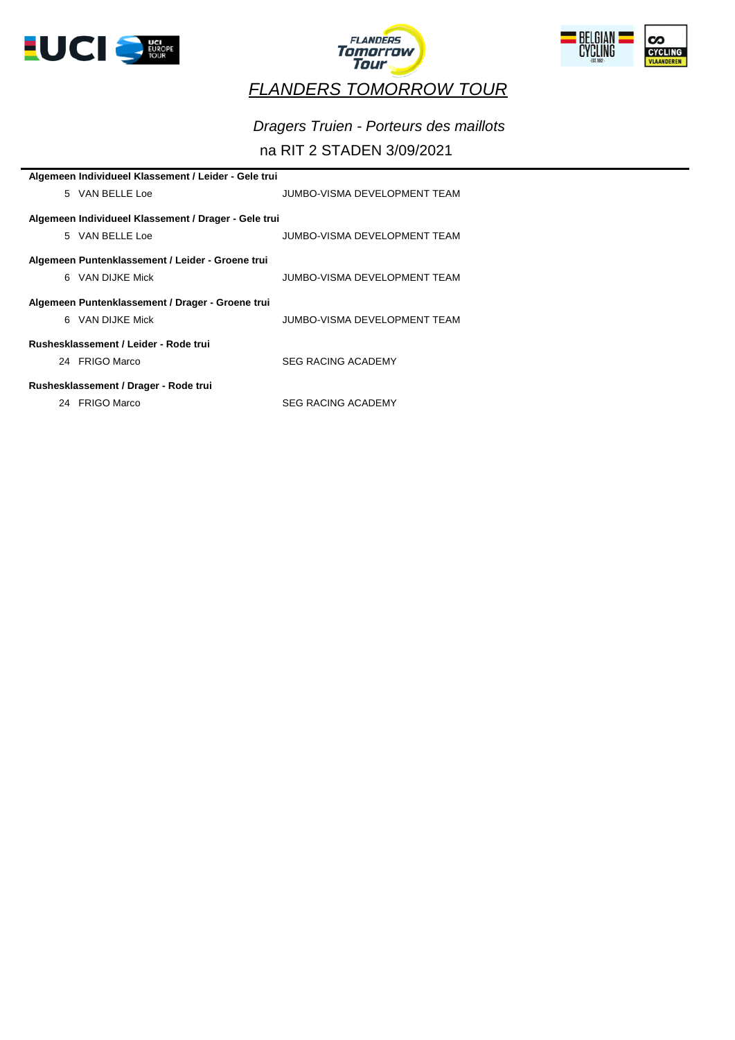# *FLANDERS TOMORROW TOUR*

*Dragers Truien - Porteurs des maillots*

na RIT 2 STADEN 3/09/2021

**Algemeen Individueel Klassement / Leider - Gele trui**

| | | |
|---|---|---|
| 5 | VAN BELLE Loe | JUMBO-VISMA DEVELOPMENT TEAM |

**Algemeen Individueel Klassement / Drager - Gele trui**

| | | |
|---|---|---|
| 5 | VAN BELLE Loe | JUMBO-VISMA DEVELOPMENT TEAM |

**Algemeen Puntenklassement / Leider - Groene trui**

| | | |
|---|---|---|
| 6 | VAN DIJKE Mick | JUMBO-VISMA DEVELOPMENT TEAM |

**Algemeen Puntenklassement / Drager - Groene trui**

| | | |
|---|---|---|
| 6 | VAN DIJKE Mick | JUMBO-VISMA DEVELOPMENT TEAM |

**Rushesklassement / Leider - Rode trui**

| | | |
|---|---|---|
| 24 | FRIGO Marco | SEG RACING ACADEMY |

**Rushesklassement / Drager - Rode trui**

| | | |
|---|---|---|
| 24 | FRIGO Marco | SEG RACING ACADEMY |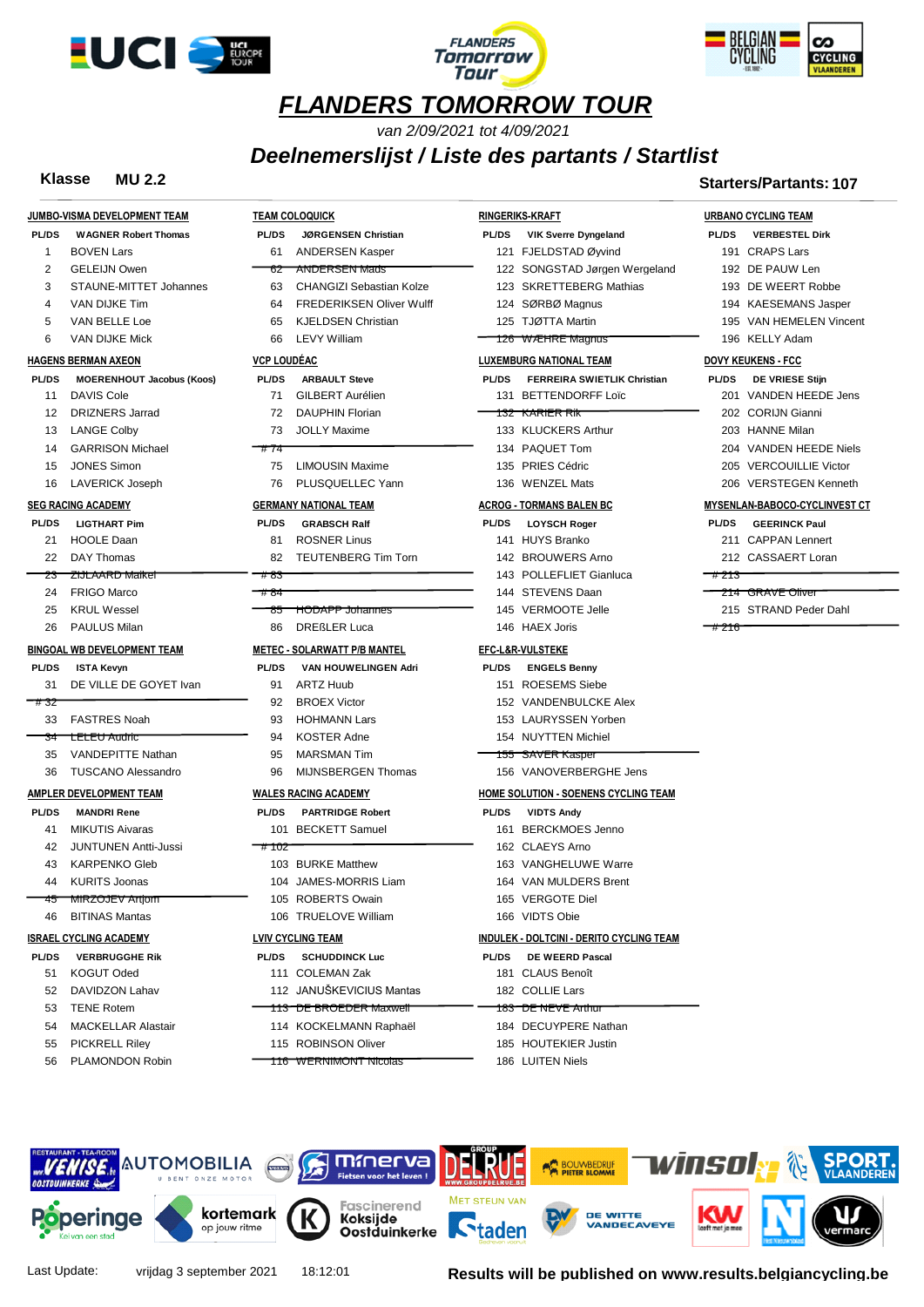# FLANDERS TOMORROW TOUR

*van 2/09/2021 tot 4/09/2021*

## *Deelnemerslijst / Liste des partants / Startlist*

**Klasse** **MU 2.2**

**Starters/Partants: 107**

### JUMBO-VISMA DEVELOPMENT TEAM
PL/DS **WAGNER Robert Thomas**
- 1 BOVEN Lars
- 2 GELEIJN Owen
- 3 STAUNE-MITTET Johannes
- 4 VAN DIJKE Tim
- 5 VAN BELLE Loe
- 6 VAN DIJKE Mick

### HAGENS BERMAN AXEON
PL/DS **MOERENHOUT Jacobus (Koos)**
- 11 DAVIS Cole
- 12 DRIZNERS Jarrad
- 13 LANGE Colby
- 14 GARRISON Michael
- 15 JONES Simon
- 16 LAVERICK Joseph

### SEG RACING ACADEMY
PL/DS **LIGTHART Pim**
- 21 HOOLE Daan
- 22 DAY Thomas
- ~~23 ZIJLAARD Maikel~~
- 24 FRIGO Marco
- 25 KRUL Wessel
- 26 PAULUS Milan

### BINGOAL WB DEVELOPMENT TEAM
PL/DS **ISTA Kevyn**
- 31 DE VILLE DE GOYET Ivan
- ~~# 32~~
- 33 FASTRES Noah
- ~~34 LELEU Audric~~
- 35 VANDEPITTE Nathan
- 36 TUSCANO Alessandro

### AMPLER DEVELOPMENT TEAM
PL/DS **MANDRI Rene**
- 41 MIKUTIS Aivaras
- 42 JUNTUNEN Antti-Jussi
- 43 KARPENKO Gleb
- 44 KURITS Joonas
- ~~45 MIRZOJEV Artjom~~
- 46 BITINAS Mantas

### ISRAEL CYCLING ACADEMY
PL/DS **VERBRUGGHE Rik**
- 51 KOGUT Oded
- 52 DAVIDZON Lahav
- 53 TENE Rotem
- 54 MACKELLAR Alastair
- 55 PICKRELL Riley
- 56 PLAMONDON Robin

### TEAM COLOQUICK
PL/DS **JØRGENSEN Christian**
- 61 ANDERSEN Kasper
- ~~62 ANDERSEN Mads~~
- 63 CHANGIZI Sebastian Kolze
- 64 FREDERIKSEN Oliver Wulff
- 65 KJELDSEN Christian
- 66 LEVY William

### VCP LOUDÉAC
PL/DS **ARBAULT Steve**
- 71 GILBERT Aurélien
- 72 DAUPHIN Florian
- 73 JOLLY Maxime
- ~~# 74~~
- 75 LIMOUSIN Maxime
- 76 PLUSQUELLEC Yann

### GERMANY NATIONAL TEAM
PL/DS **GRABSCH Ralf**
- 81 ROSNER Linus
- 82 TEUTENBERG Tim Torn
- ~~# 83~~
- ~~# 84~~
- ~~85 HODAPP Johannes~~
- 86 DREßLER Luca

### METEC - SOLARWATT P/B MANTEL
PL/DS **VAN HOUWELINGEN Adri**
- 91 ARTZ Huub
- 92 BROEX Victor
- 93 HOHMANN Lars
- 94 KOSTER Adne
- 95 MARSMAN Tim
- 96 MIJNSBERGEN Thomas

### WALES RACING ACADEMY
PL/DS **PARTRIDGE Robert**
- 101 BECKETT Samuel
- ~~# 102~~
- 103 BURKE Matthew
- 104 JAMES-MORRIS Liam
- 105 ROBERTS Owain
- 106 TRUELOVE William

### LVIV CYCLING TEAM
PL/DS **SCHUDDINCK Luc**
- 111 COLEMAN Zak
- 112 JANUŠKEVICIUS Mantas
- ~~113 DE BROEDER Maxwell~~
- 114 KOCKELMANN Raphaël
- 115 ROBINSON Oliver
- ~~116 WERNIMONT Nicolas~~

### RINGERIKS-KRAFT
PL/DS **VIK Sverre Dyngeland**
- 121 FJELDSTAD Øyvind
- 122 SONGSTAD Jørgen Wergeland
- 123 SKRETTEBERG Mathias
- 124 SØRBØ Magnus
- 125 TJØTTA Martin
- ~~126 WÆHRE Magnus~~

### LUXEMBURG NATIONAL TEAM
PL/DS **FERREIRA SWIETLIK Christian**
- 131 BETTENDORFF Loïc
- ~~132 KARIER Rik~~
- 133 KLUCKERS Arthur
- 134 PAQUET Tom
- 135 PRIES Cédric
- 136 WENZEL Mats

### ACROG - TORMANS BALEN BC
PL/DS **LOYSCH Roger**
- 141 HUYS Branko
- 142 BROUWERS Arno
- 143 POLLEFLIET Gianluca
- 144 STEVENS Daan
- 145 VERMOOTE Jelle
- 146 HAEX Joris

### EFC-L&R-VULSTEKE
PL/DS **ENGELS Benny**
- 151 ROESEMS Siebe
- 152 VANDENBULCKE Alex
- 153 LAURYSSEN Yorben
- 154 NUYTTEN Michiel
- ~~155 SAVER Kasper~~
- 156 VANOVERBERGHE Jens

### HOME SOLUTION - SOENENS CYCLING TEAM
PL/DS **VIDTS Andy**
- 161 BERCKMOES Jenno
- 162 CLAEYS Arno
- 163 VANGHELUWE Warre
- 164 VAN MULDERS Brent
- 165 VERGOTE Diel
- 166 VIDTS Obie

### INDULEK - DOLTCINI - DERITO CYCLING TEAM
PL/DS **DE WEERD Pascal**
- 181 CLAUS Benoît
- 182 COLLIE Lars
- ~~183 DE NEVE Arthur~~
- 184 DECUYPERE Nathan
- 185 HOUTEKIER Justin
- 186 LUITEN Niels

### URBANO CYCLING TEAM
PL/DS **VERBESTEL Dirk**
- 191 CRAPS Lars
- 192 DE PAUW Len
- 193 DE WEERT Robbe
- 194 KAESEMANS Jasper
- 195 VAN HEMELEN Vincent
- 196 KELLY Adam

### DOVY KEUKENS - FCC
PL/DS **DE VRIESE Stijn**
- 201 VANDEN HEEDE Jens
- 202 CORIJN Gianni
- 203 HANNE Milan
- 204 VANDEN HEEDE Niels
- 205 VERCOUILLIE Victor
- 206 VERSTEGEN Kenneth

### MYSENLAN-BABOCO-CYCLINVEST CT
PL/DS **GEERINCK Paul**
- 211 CAPPAN Lennert
- 212 CASSAERT Loran
- ~~# 213~~
- ~~214 GRAVE Oliver~~
- 215 STRAND Peder Dahl
- ~~# 216~~

Last Update: vrijdag 3 september 2021 18:12:01

**Results will be published on www.results.belgiancycling.be**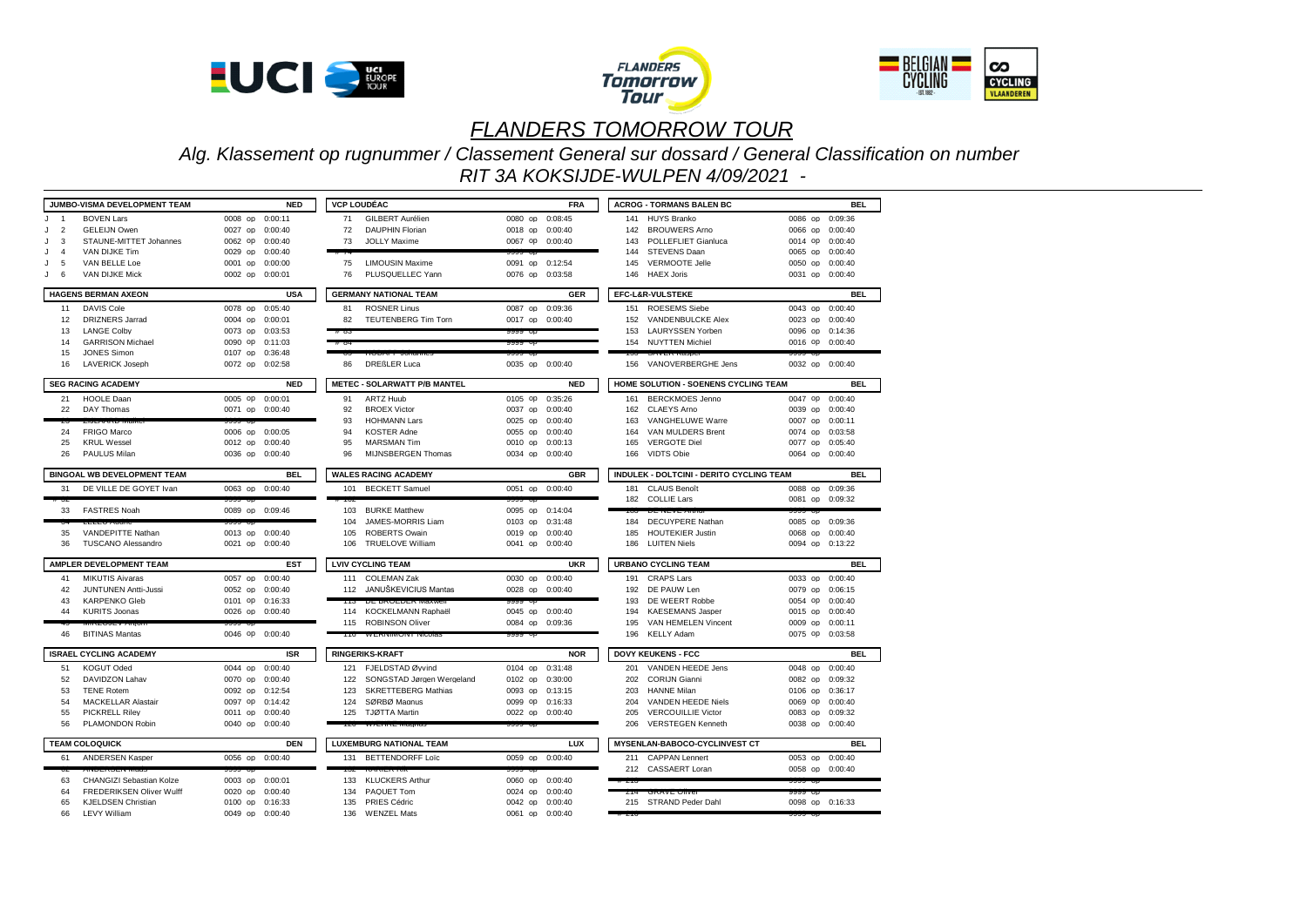# FLANDERS TOMORROW TOUR

*Alg. Klassement op rugnummer / Classement General sur dossard / General Classification on number*

*RIT 3A KOKSIJDE-WULPEN 4/09/2021 -*

## JUMBO-VISMA DEVELOPMENT TEAM — NED

| | Nr | Name | Rank | | Time |
|---|---|---|---|---|---|
| J | 1 | BOVEN Lars | 0008 | op | 0:00:11 |
| J | 2 | GELEIJN Owen | 0027 | op | 0:00:40 |
| J | 3 | STAUNE-MITTET Johannes | 0062 | op | 0:00:40 |
| J | 4 | VAN DIJKE Tim | 0029 | op | 0:00:40 |
| J | 5 | VAN BELLE Loe | 0001 | op | 0:00:00 |
| J | 6 | VAN DIJKE Mick | 0002 | op | 0:00:01 |

## HAGENS BERMAN AXEON — USA

| Nr | Name | Rank | | Time |
|---|---|---|---|---|
| 11 | DAVIS Cole | 0078 | op | 0:05:40 |
| 12 | DRIZNERS Jarrad | 0004 | op | 0:00:01 |
| 13 | LANGE Colby | 0073 | op | 0:03:53 |
| 14 | GARRISON Michael | 0090 | op | 0:11:03 |
| 15 | JONES Simon | 0107 | op | 0:36:48 |
| 16 | LAVERICK Joseph | 0072 | op | 0:02:58 |

## SEG RACING ACADEMY — NED

| Nr | Name | Rank | | Time |
|---|---|---|---|---|
| 21 | HOOLE Daan | 0005 | op | 0:00:01 |
| 22 | DAY Thomas | 0071 | op | 0:00:40 |
| ~~23~~ | ~~EISENHARD Maikel~~ | ~~9999~~ | ~~op~~ | |
| 24 | FRIGO Marco | 0006 | op | 0:00:05 |
| 25 | KRUL Wessel | 0012 | op | 0:00:40 |
| 26 | PAULUS Milan | 0036 | op | 0:00:40 |

## BINGOAL WB DEVELOPMENT TEAM — BEL

| Nr | Name | Rank | | Time |
|---|---|---|---|---|
| 31 | DE VILLE DE GOYET Ivan | 0063 | op | 0:00:40 |
| ~~32~~ | | ~~9999~~ | ~~op~~ | |
| 33 | FASTRES Noah | 0089 | op | 0:09:46 |
| ~~34~~ | ~~LELEU Adano~~ | ~~9999~~ | ~~op~~ | |
| 35 | VANDEPITTE Nathan | 0013 | op | 0:00:40 |
| 36 | TUSCANO Alessandro | 0021 | op | 0:00:40 |

## AMPLER DEVELOPMENT TEAM — EST

| Nr | Name | Rank | | Time |
|---|---|---|---|---|
| 41 | MIKUTIS Aivaras | 0057 | op | 0:00:40 |
| 42 | JUNTUNEN Antti-Jussi | 0052 | op | 0:00:40 |
| 43 | KARPENKO Gleb | 0101 | op | 0:16:33 |
| 44 | KURITS Joonas | 0026 | op | 0:00:40 |
| ~~45~~ | ~~MIKELSEV Anton~~ | ~~9999~~ | ~~op~~ | |
| 46 | BITINAS Mantas | 0046 | op | 0:00:40 |

## ISRAEL CYCLING ACADEMY — ISR

| Nr | Name | Rank | | Time |
|---|---|---|---|---|
| 51 | KOGUT Oded | 0044 | op | 0:00:40 |
| 52 | DAVIDZON Lahav | 0070 | op | 0:00:40 |
| 53 | TENE Rotem | 0092 | op | 0:12:54 |
| 54 | MACKELLAR Alastair | 0097 | op | 0:14:42 |
| 55 | PICKRELL Riley | 0011 | op | 0:00:40 |
| 56 | PLAMONDON Robin | 0040 | op | 0:00:40 |

## TEAM COLOQUICK — DEN

| Nr | Name | Rank | | Time |
|---|---|---|---|---|
| 61 | ANDERSEN Kasper | 0056 | op | 0:00:40 |
| ~~62~~ | ~~ANDERSEN Mads~~ | ~~9999~~ | ~~op~~ | |
| 63 | CHANGIZI Sebastian Kolze | 0003 | op | 0:00:01 |
| 64 | FREDERIKSEN Oliver Wulff | 0020 | op | 0:00:40 |
| 65 | KJELDSEN Christian | 0100 | op | 0:16:33 |
| 66 | LEVY William | 0049 | op | 0:00:40 |

## VCP LOUDÉAC — FRA

| Nr | Name | Rank | | Time |
|---|---|---|---|---|
| 71 | GILBERT Aurélien | 0080 | op | 0:08:45 |
| 72 | DAUPHIN Florian | 0018 | op | 0:00:40 |
| 73 | JOLLY Maxime | 0067 | op | 0:00:40 |
| ~~74~~ | | ~~9999~~ | ~~op~~ | |
| 75 | LIMOUSIN Maxime | 0091 | op | 0:12:54 |
| 76 | PLUSQUELLEC Yann | 0076 | op | 0:03:58 |

## GERMANY NATIONAL TEAM — GER

| Nr | Name | Rank | | Time |
|---|---|---|---|---|
| 81 | ROSNER Linus | 0087 | op | 0:09:36 |
| 82 | TEUTENBERG Tim Torn | 0017 | op | 0:00:40 |
| ~~83~~ | | ~~9999~~ | ~~op~~ | |
| ~~84~~ | | ~~9999~~ | ~~op~~ | |
| ~~85~~ | ~~HOELK Johannes~~ | ~~9999~~ | ~~op~~ | |
| 86 | DREßLER Luca | 0035 | op | 0:00:40 |

## METEC - SOLARWATT P/B MANTEL — NED

| Nr | Name | Rank | | Time |
|---|---|---|---|---|
| 91 | ARTZ Huub | 0105 | op | 0:35:26 |
| 92 | BROEX Victor | 0037 | op | 0:00:40 |
| 93 | HOHMANN Lars | 0025 | op | 0:00:40 |
| 94 | KOSTER Adne | 0055 | op | 0:00:40 |
| 95 | MARSMAN Tim | 0010 | op | 0:00:13 |
| 96 | MIJNSBERGEN Thomas | 0034 | op | 0:00:40 |

## WALES RACING ACADEMY — GBR

| Nr | Name | Rank | | Time |
|---|---|---|---|---|
| 101 | BECKETT Samuel | 0051 | op | 0:00:40 |
| ~~102~~ | | ~~9999~~ | ~~op~~ | |
| 103 | BURKE Matthew | 0095 | op | 0:14:04 |
| 104 | JAMES-MORRIS Liam | 0103 | op | 0:31:48 |
| 105 | ROBERTS Owain | 0019 | op | 0:00:40 |
| 106 | TRUELOVE William | 0041 | op | 0:00:40 |

## LVIV CYCLING TEAM — UKR

| Nr | Name | Rank | | Time |
|---|---|---|---|---|
| 111 | COLEMAN Zak | 0030 | op | 0:00:40 |
| 112 | JANUŠKEVICIUS Mantas | 0028 | op | 0:00:40 |
| ~~113~~ | ~~DE BROEDER Maxwell~~ | ~~9999~~ | ~~op~~ | |
| 114 | KOCKELMANN Raphaël | 0045 | op | 0:00:40 |
| 115 | ROBINSON Oliver | 0084 | op | 0:09:36 |
| ~~116~~ | ~~WERNIMONT Nicolas~~ | ~~9999~~ | ~~op~~ | |

## RINGERIKS-KRAFT — NOR

| Nr | Name | Rank | | Time |
|---|---|---|---|---|
| 121 | FJELDSTAD Øyvind | 0104 | op | 0:31:48 |
| 122 | SONGSTAD Jørgen Wergeland | 0102 | op | 0:30:00 |
| 123 | SKRETTEBERG Mathias | 0093 | op | 0:13:15 |
| 124 | SØRBØ Magnus | 0099 | op | 0:16:33 |
| 125 | TJØTTA Martin | 0022 | op | 0:00:40 |
| ~~126~~ | ~~WÆHRE Magnus~~ | ~~9999~~ | ~~op~~ | |

## LUXEMBURG NATIONAL TEAM — LUX

| Nr | Name | Rank | | Time |
|---|---|---|---|---|
| 131 | BETTENDORFF Loïc | 0059 | op | 0:00:40 |
| ~~132~~ | ~~KANER Kik~~ | ~~9999~~ | ~~op~~ | |
| 133 | KLUCKERS Arthur | 0060 | op | 0:00:40 |
| 134 | PAQUET Tom | 0024 | op | 0:00:40 |
| 135 | PRIES Cédric | 0042 | op | 0:00:40 |
| 136 | WENZEL Mats | 0061 | op | 0:00:40 |

## ACROG - TORMANS BALEN BC — BEL

| Nr | Name | Rank | | Time |
|---|---|---|---|---|
| 141 | HUYS Branko | 0086 | op | 0:09:36 |
| 142 | BROUWERS Arno | 0066 | op | 0:00:40 |
| 143 | POLLEFLIET Gianluca | 0014 | op | 0:00:40 |
| 144 | STEVENS Daan | 0065 | op | 0:00:40 |
| 145 | VERMOOTE Jelle | 0050 | op | 0:00:40 |
| 146 | HAEX Joris | 0031 | op | 0:00:40 |

## EFC-L&R-VULSTEKE — BEL

| Nr | Name | Rank | | Time |
|---|---|---|---|---|
| 151 | ROESEMS Siebe | 0043 | op | 0:00:40 |
| 152 | VANDENBULCKE Alex | 0023 | op | 0:00:40 |
| 153 | LAURYSSEN Yorben | 0096 | op | 0:14:36 |
| 154 | NUYTTEN Michiel | 0016 | op | 0:00:40 |
| ~~155~~ | ~~DAVEN Kasper~~ | ~~9999~~ | ~~op~~ | |
| 156 | VANOVERBERGHE Jens | 0032 | op | 0:00:40 |

## HOME SOLUTION - SOENENS CYCLING TEAM — BEL

| Nr | Name | Rank | | Time |
|---|---|---|---|---|
| 161 | BERCKMOES Jenno | 0047 | op | 0:00:40 |
| 162 | CLAEYS Arno | 0039 | op | 0:00:40 |
| 163 | VANGHELUWE Warre | 0007 | op | 0:00:11 |
| 164 | VAN MULDERS Brent | 0074 | op | 0:03:58 |
| 165 | VERGOTE Diel | 0077 | op | 0:05:40 |
| 166 | VIDTS Obie | 0064 | op | 0:00:40 |

## INDULEK - DOLTCINI - DERITO CYCLING TEAM — BEL

| Nr | Name | Rank | | Time |
|---|---|---|---|---|
| 181 | CLAUS Benoît | 0088 | op | 0:09:36 |
| 182 | COLLIE Lars | 0081 | op | 0:09:32 |
| ~~183~~ | ~~DE NEVE Arthur~~ | ~~9999~~ | ~~op~~ | |
| 184 | DECUYPERE Nathan | 0085 | op | 0:09:36 |
| 185 | HOUTEKIER Justin | 0068 | op | 0:00:40 |
| 186 | LUITEN Niels | 0094 | op | 0:13:22 |

## URBANO CYCLING TEAM — BEL

| Nr | Name | Rank | | Time |
|---|---|---|---|---|
| 191 | CRAPS Lars | 0033 | op | 0:00:40 |
| 192 | DE PAUW Len | 0079 | op | 0:06:15 |
| 193 | DE WEERT Robbe | 0054 | op | 0:00:40 |
| 194 | KAESEMANS Jasper | 0015 | op | 0:00:40 |
| 195 | VAN HEMELEN Vincent | 0009 | op | 0:00:11 |
| 196 | KELLY Adam | 0075 | op | 0:03:58 |

## DOVY KEUKENS - FCC — BEL

| Nr | Name | Rank | | Time |
|---|---|---|---|---|
| 201 | VANDEN HEEDE Jens | 0048 | op | 0:00:40 |
| 202 | CORIJN Gianni | 0082 | op | 0:09:32 |
| 203 | HANNE Milan | 0106 | op | 0:36:17 |
| 204 | VANDEN HEEDE Niels | 0069 | op | 0:00:40 |
| 205 | VERCOUILLIE Victor | 0083 | op | 0:09:32 |
| 206 | VERSTEGEN Kenneth | 0038 | op | 0:00:40 |

## MYSENLAN-BABOCO-CYCLINVEST CT — BEL

| Nr | Name | Rank | | Time |
|---|---|---|---|---|
| 211 | CAPPAN Lennert | 0053 | op | 0:00:40 |
| 212 | CASSAERT Loran | 0058 | op | 0:00:40 |
| ~~213~~ | | ~~9999~~ | ~~op~~ | |
| ~~214~~ | ~~GRAVE Olivier~~ | ~~9999~~ | ~~op~~ | |
| 215 | STRAND Peder Dahl | 0098 | op | 0:16:33 |
| ~~216~~ | | ~~9999~~ | ~~op~~ | |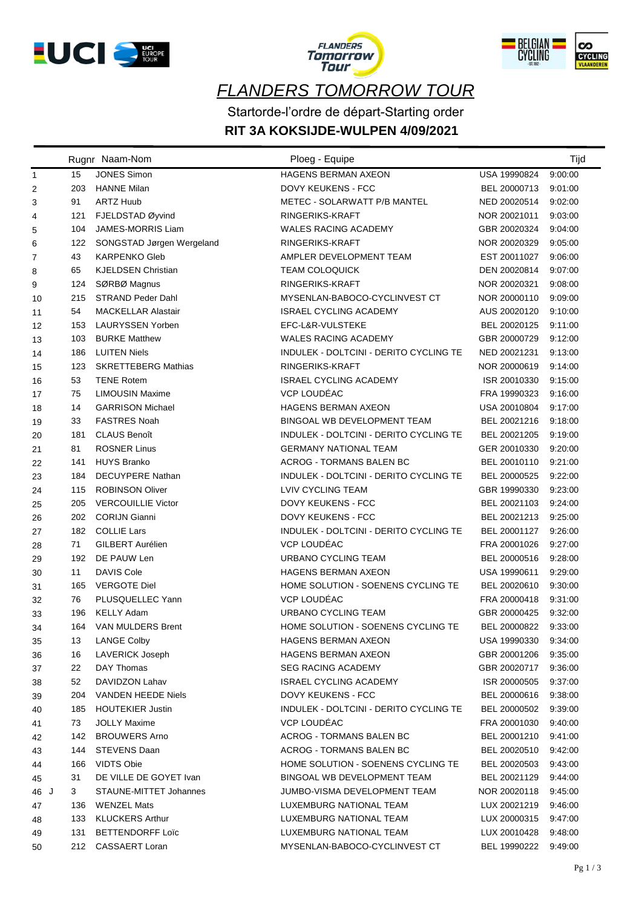# FLANDERS TOMORROW TOUR

Startorde-l'ordre de départ-Starting order

**RIT 3A KOKSIJDE-WULPEN 4/09/2021**

| | Rugnr | Naam-Nom | Ploeg - Equipe | | Tijd |
|---|---|---|---|---|---|
| 1 | 15 | JONES Simon | HAGENS BERMAN AXEON | USA 19990824 | 9:00:00 |
| 2 | 203 | HANNE Milan | DOVY KEUKENS - FCC | BEL 20000713 | 9:01:00 |
| 3 | 91 | ARTZ Huub | METEC - SOLARWATT P/B MANTEL | NED 20020514 | 9:02:00 |
| 4 | 121 | FJELDSTAD Øyvind | RINGERIKS-KRAFT | NOR 20021011 | 9:03:00 |
| 5 | 104 | JAMES-MORRIS Liam | WALES RACING ACADEMY | GBR 20020324 | 9:04:00 |
| 6 | 122 | SONGSTAD Jørgen Wergeland | RINGERIKS-KRAFT | NOR 20020329 | 9:05:00 |
| 7 | 43 | KARPENKO Gleb | AMPLER DEVELOPMENT TEAM | EST 20011027 | 9:06:00 |
| 8 | 65 | KJELDSEN Christian | TEAM COLOQUICK | DEN 20020814 | 9:07:00 |
| 9 | 124 | SØRBØ Magnus | RINGERIKS-KRAFT | NOR 20020321 | 9:08:00 |
| 10 | 215 | STRAND Peder Dahl | MYSENLAN-BABOCO-CYCLINVEST CT | NOR 20000110 | 9:09:00 |
| 11 | 54 | MACKELLAR Alastair | ISRAEL CYCLING ACADEMY | AUS 20020120 | 9:10:00 |
| 12 | 153 | LAURYSSEN Yorben | EFC-L&R-VULSTEKE | BEL 20020125 | 9:11:00 |
| 13 | 103 | BURKE Matthew | WALES RACING ACADEMY | GBR 20000729 | 9:12:00 |
| 14 | 186 | LUITEN Niels | INDULEK - DOLTCINI - DERITO CYCLING TE | NED 20021231 | 9:13:00 |
| 15 | 123 | SKRETTEBERG Mathias | RINGERIKS-KRAFT | NOR 20000619 | 9:14:00 |
| 16 | 53 | TENE Rotem | ISRAEL CYCLING ACADEMY | ISR 20010330 | 9:15:00 |
| 17 | 75 | LIMOUSIN Maxime | VCP LOUDÉAC | FRA 19990323 | 9:16:00 |
| 18 | 14 | GARRISON Michael | HAGENS BERMAN AXEON | USA 20010804 | 9:17:00 |
| 19 | 33 | FASTRES Noah | BINGOAL WB DEVELOPMENT TEAM | BEL 20021216 | 9:18:00 |
| 20 | 181 | CLAUS Benoît | INDULEK - DOLTCINI - DERITO CYCLING TE | BEL 20021205 | 9:19:00 |
| 21 | 81 | ROSNER Linus | GERMANY NATIONAL TEAM | GER 20010330 | 9:20:00 |
| 22 | 141 | HUYS Branko | ACROG - TORMANS BALEN BC | BEL 20010110 | 9:21:00 |
| 23 | 184 | DECUYPERE Nathan | INDULEK - DOLTCINI - DERITO CYCLING TE | BEL 20000525 | 9:22:00 |
| 24 | 115 | ROBINSON Oliver | LVIV CYCLING TEAM | GBR 19990330 | 9:23:00 |
| 25 | 205 | VERCOUILLIE Victor | DOVY KEUKENS - FCC | BEL 20021103 | 9:24:00 |
| 26 | 202 | CORIJN Gianni | DOVY KEUKENS - FCC | BEL 20021213 | 9:25:00 |
| 27 | 182 | COLLIE Lars | INDULEK - DOLTCINI - DERITO CYCLING TE | BEL 20001127 | 9:26:00 |
| 28 | 71 | GILBERT Aurélien | VCP LOUDÉAC | FRA 20001026 | 9:27:00 |
| 29 | 192 | DE PAUW Len | URBANO CYCLING TEAM | BEL 20000516 | 9:28:00 |
| 30 | 11 | DAVIS Cole | HAGENS BERMAN AXEON | USA 19990611 | 9:29:00 |
| 31 | 165 | VERGOTE Diel | HOME SOLUTION - SOENENS CYCLING TE | BEL 20020610 | 9:30:00 |
| 32 | 76 | PLUSQUELLEC Yann | VCP LOUDÉAC | FRA 20000418 | 9:31:00 |
| 33 | 196 | KELLY Adam | URBANO CYCLING TEAM | GBR 20000425 | 9:32:00 |
| 34 | 164 | VAN MULDERS Brent | HOME SOLUTION - SOENENS CYCLING TE | BEL 20000822 | 9:33:00 |
| 35 | 13 | LANGE Colby | HAGENS BERMAN AXEON | USA 19990330 | 9:34:00 |
| 36 | 16 | LAVERICK Joseph | HAGENS BERMAN AXEON | GBR 20001206 | 9:35:00 |
| 37 | 22 | DAY Thomas | SEG RACING ACADEMY | GBR 20020717 | 9:36:00 |
| 38 | 52 | DAVIDZON Lahav | ISRAEL CYCLING ACADEMY | ISR 20000505 | 9:37:00 |
| 39 | 204 | VANDEN HEEDE Niels | DOVY KEUKENS - FCC | BEL 20000616 | 9:38:00 |
| 40 | 185 | HOUTEKIER Justin | INDULEK - DOLTCINI - DERITO CYCLING TE | BEL 20000502 | 9:39:00 |
| 41 | 73 | JOLLY Maxime | VCP LOUDÉAC | FRA 20001030 | 9:40:00 |
| 42 | 142 | BROUWERS Arno | ACROG - TORMANS BALEN BC | BEL 20001210 | 9:41:00 |
| 43 | 144 | STEVENS Daan | ACROG - TORMANS BALEN BC | BEL 20020510 | 9:42:00 |
| 44 | 166 | VIDTS Obie | HOME SOLUTION - SOENENS CYCLING TE | BEL 20020503 | 9:43:00 |
| 45 | 31 | DE VILLE DE GOYET Ivan | BINGOAL WB DEVELOPMENT TEAM | BEL 20021129 | 9:44:00 |
| 46 J | 3 | STAUNE-MITTET Johannes | JUMBO-VISMA DEVELOPMENT TEAM | NOR 20020118 | 9:45:00 |
| 47 | 136 | WENZEL Mats | LUXEMBURG NATIONAL TEAM | LUX 20021219 | 9:46:00 |
| 48 | 133 | KLUCKERS Arthur | LUXEMBURG NATIONAL TEAM | LUX 20000315 | 9:47:00 |
| 49 | 131 | BETTENDORFF Loïc | LUXEMBURG NATIONAL TEAM | LUX 20010428 | 9:48:00 |
| 50 | 212 | CASSAERT Loran | MYSENLAN-BABOCO-CYCLINVEST CT | BEL 19990222 | 9:49:00 |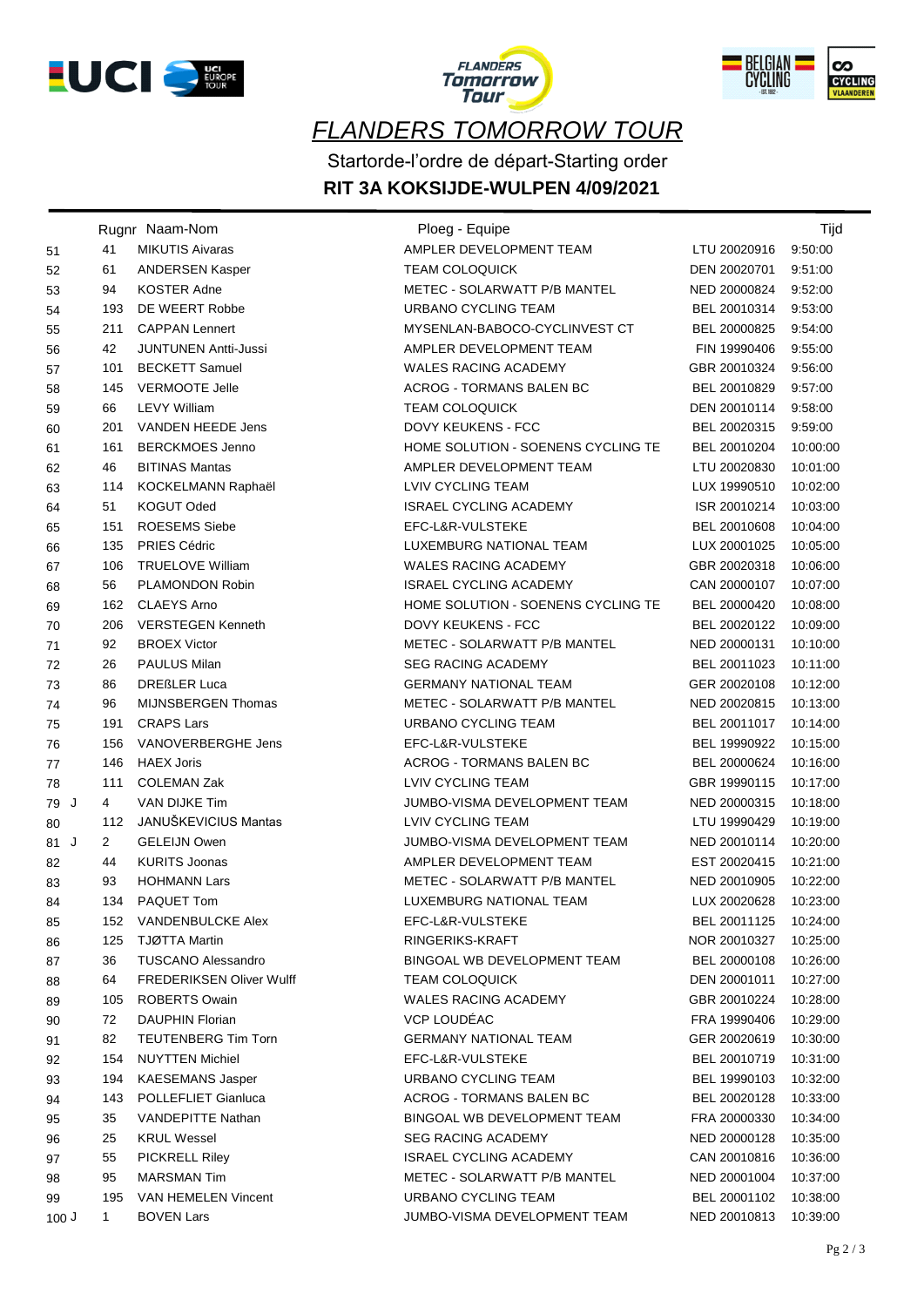# FLANDERS TOMORROW TOUR

Startorde-l'ordre de départ-Starting order

**RIT 3A KOKSIJDE-WULPEN 4/09/2021**

| | Rugnr | Naam-Nom | Ploeg - Equipe | | Tijd |
|---|---|---|---|---|---|
| 51 | 41 | MIKUTIS Aivaras | AMPLER DEVELOPMENT TEAM | LTU 20020916 | 9:50:00 |
| 52 | 61 | ANDERSEN Kasper | TEAM COLOQUICK | DEN 20020701 | 9:51:00 |
| 53 | 94 | KOSTER Adne | METEC - SOLARWATT P/B MANTEL | NED 20000824 | 9:52:00 |
| 54 | 193 | DE WEERT Robbe | URBANO CYCLING TEAM | BEL 20010314 | 9:53:00 |
| 55 | 211 | CAPPAN Lennert | MYSENLAN-BABOCO-CYCLINVEST CT | BEL 20000825 | 9:54:00 |
| 56 | 42 | JUNTUNEN Antti-Jussi | AMPLER DEVELOPMENT TEAM | FIN 19990406 | 9:55:00 |
| 57 | 101 | BECKETT Samuel | WALES RACING ACADEMY | GBR 20010324 | 9:56:00 |
| 58 | 145 | VERMOOTE Jelle | ACROG - TORMANS BALEN BC | BEL 20010829 | 9:57:00 |
| 59 | 66 | LEVY William | TEAM COLOQUICK | DEN 20010114 | 9:58:00 |
| 60 | 201 | VANDEN HEEDE Jens | DOVY KEUKENS - FCC | BEL 20020315 | 9:59:00 |
| 61 | 161 | BERCKMOES Jenno | HOME SOLUTION - SOENENS CYCLING TE | BEL 20010204 | 10:00:00 |
| 62 | 46 | BITINAS Mantas | AMPLER DEVELOPMENT TEAM | LTU 20020830 | 10:01:00 |
| 63 | 114 | KOCKELMANN Raphaël | LVIV CYCLING TEAM | LUX 19990510 | 10:02:00 |
| 64 | 51 | KOGUT Oded | ISRAEL CYCLING ACADEMY | ISR 20010214 | 10:03:00 |
| 65 | 151 | ROESEMS Siebe | EFC-L&R-VULSTEKE | BEL 20010608 | 10:04:00 |
| 66 | 135 | PRIES Cédric | LUXEMBURG NATIONAL TEAM | LUX 20001025 | 10:05:00 |
| 67 | 106 | TRUELOVE William | WALES RACING ACADEMY | GBR 20020318 | 10:06:00 |
| 68 | 56 | PLAMONDON Robin | ISRAEL CYCLING ACADEMY | CAN 20000107 | 10:07:00 |
| 69 | 162 | CLAEYS Arno | HOME SOLUTION - SOENENS CYCLING TE | BEL 20000420 | 10:08:00 |
| 70 | 206 | VERSTEGEN Kenneth | DOVY KEUKENS - FCC | BEL 20020122 | 10:09:00 |
| 71 | 92 | BROEX Victor | METEC - SOLARWATT P/B MANTEL | NED 20000131 | 10:10:00 |
| 72 | 26 | PAULUS Milan | SEG RACING ACADEMY | BEL 20011023 | 10:11:00 |
| 73 | 86 | DREßLER Luca | GERMANY NATIONAL TEAM | GER 20020108 | 10:12:00 |
| 74 | 96 | MIJNSBERGEN Thomas | METEC - SOLARWATT P/B MANTEL | NED 20020815 | 10:13:00 |
| 75 | 191 | CRAPS Lars | URBANO CYCLING TEAM | BEL 20011017 | 10:14:00 |
| 76 | 156 | VANOVERBERGHE Jens | EFC-L&R-VULSTEKE | BEL 19990922 | 10:15:00 |
| 77 | 146 | HAEX Joris | ACROG - TORMANS BALEN BC | BEL 20000624 | 10:16:00 |
| 78 | 111 | COLEMAN Zak | LVIV CYCLING TEAM | GBR 19990115 | 10:17:00 |
| 79 J | 4 | VAN DIJKE Tim | JUMBO-VISMA DEVELOPMENT TEAM | NED 20000315 | 10:18:00 |
| 80 | 112 | JANUŠKEVICIUS Mantas | LVIV CYCLING TEAM | LTU 19990429 | 10:19:00 |
| 81 J | 2 | GELEIJN Owen | JUMBO-VISMA DEVELOPMENT TEAM | NED 20010114 | 10:20:00 |
| 82 | 44 | KURITS Joonas | AMPLER DEVELOPMENT TEAM | EST 20020415 | 10:21:00 |
| 83 | 93 | HOHMANN Lars | METEC - SOLARWATT P/B MANTEL | NED 20010905 | 10:22:00 |
| 84 | 134 | PAQUET Tom | LUXEMBURG NATIONAL TEAM | LUX 20020628 | 10:23:00 |
| 85 | 152 | VANDENBULCKE Alex | EFC-L&R-VULSTEKE | BEL 20011125 | 10:24:00 |
| 86 | 125 | TJØTTA Martin | RINGERIKS-KRAFT | NOR 20010327 | 10:25:00 |
| 87 | 36 | TUSCANO Alessandro | BINGOAL WB DEVELOPMENT TEAM | BEL 20000108 | 10:26:00 |
| 88 | 64 | FREDERIKSEN Oliver Wulff | TEAM COLOQUICK | DEN 20001011 | 10:27:00 |
| 89 | 105 | ROBERTS Owain | WALES RACING ACADEMY | GBR 20010224 | 10:28:00 |
| 90 | 72 | DAUPHIN Florian | VCP LOUDÉAC | FRA 19990406 | 10:29:00 |
| 91 | 82 | TEUTENBERG Tim Torn | GERMANY NATIONAL TEAM | GER 20020619 | 10:30:00 |
| 92 | 154 | NUYTTEN Michiel | EFC-L&R-VULSTEKE | BEL 20010719 | 10:31:00 |
| 93 | 194 | KAESEMANS Jasper | URBANO CYCLING TEAM | BEL 19990103 | 10:32:00 |
| 94 | 143 | POLLEFLIET Gianluca | ACROG - TORMANS BALEN BC | BEL 20020128 | 10:33:00 |
| 95 | 35 | VANDEPITTE Nathan | BINGOAL WB DEVELOPMENT TEAM | FRA 20000330 | 10:34:00 |
| 96 | 25 | KRUL Wessel | SEG RACING ACADEMY | NED 20000128 | 10:35:00 |
| 97 | 55 | PICKRELL Riley | ISRAEL CYCLING ACADEMY | CAN 20010816 | 10:36:00 |
| 98 | 95 | MARSMAN Tim | METEC - SOLARWATT P/B MANTEL | NED 20001004 | 10:37:00 |
| 99 | 195 | VAN HEMELEN Vincent | URBANO CYCLING TEAM | BEL 20001102 | 10:38:00 |
| 100 J | 1 | BOVEN Lars | JUMBO-VISMA DEVELOPMENT TEAM | NED 20010813 | 10:39:00 |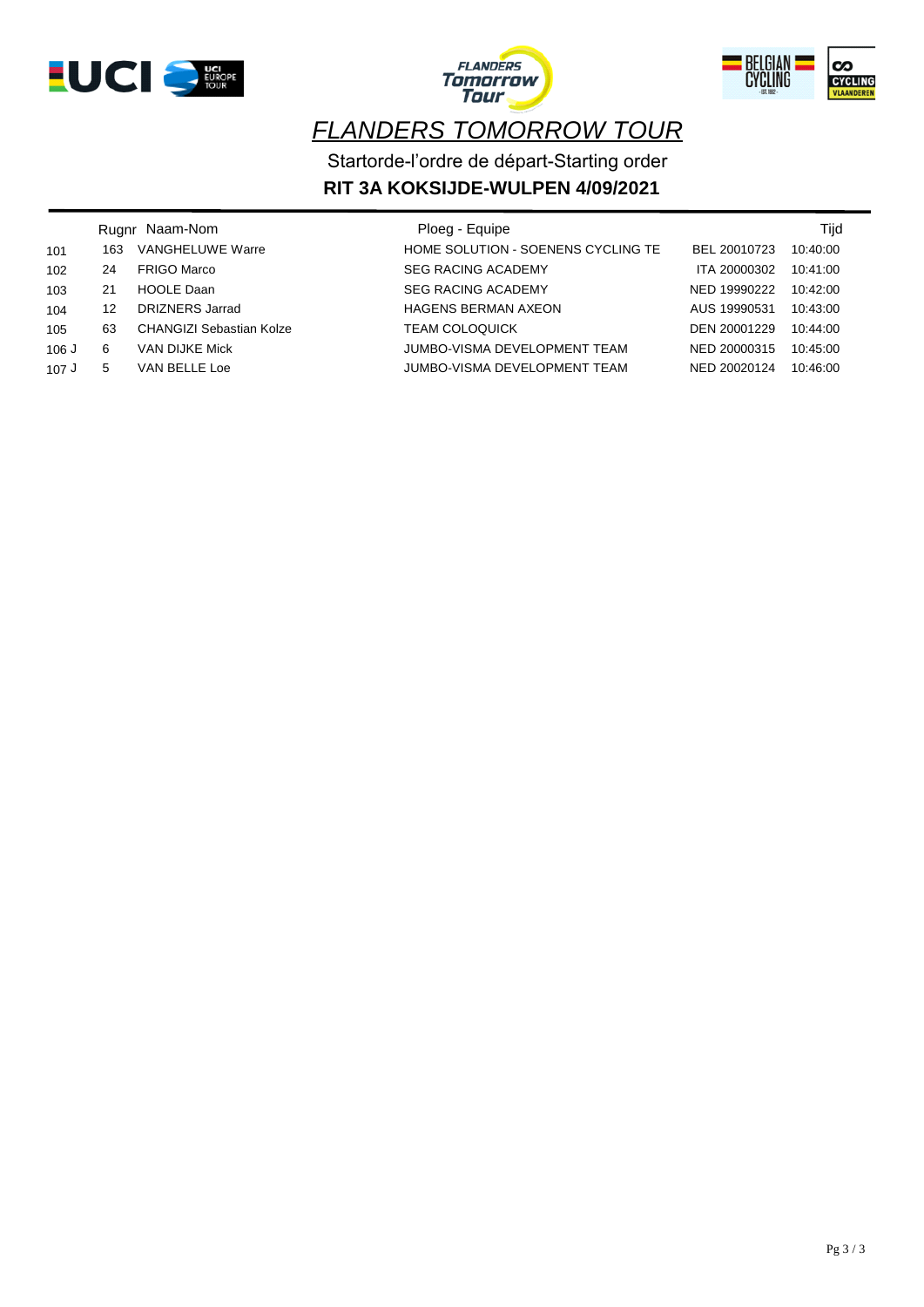# *FLANDERS TOMORROW TOUR*

Startorde-l'ordre de départ-Starting order

**RIT 3A KOKSIJDE-WULPEN 4/09/2021**

| | Rugnr | Naam-Nom | Ploeg - Equipe | | Tijd |
|---|---|---|---|---|---|
| 101 | 163 | VANGHELUWE Warre | HOME SOLUTION - SOENENS CYCLING TE | BEL 20010723 | 10:40:00 |
| 102 | 24 | FRIGO Marco | SEG RACING ACADEMY | ITA 20000302 | 10:41:00 |
| 103 | 21 | HOOLE Daan | SEG RACING ACADEMY | NED 19990222 | 10:42:00 |
| 104 | 12 | DRIZNERS Jarrad | HAGENS BERMAN AXEON | AUS 19990531 | 10:43:00 |
| 105 | 63 | CHANGIZI Sebastian Kolze | TEAM COLOQUICK | DEN 20001229 | 10:44:00 |
| 106 J | 6 | VAN DIJKE Mick | JUMBO-VISMA DEVELOPMENT TEAM | NED 20000315 | 10:45:00 |
| 107 J | 5 | VAN BELLE Loe | JUMBO-VISMA DEVELOPMENT TEAM | NED 20020124 | 10:46:00 |